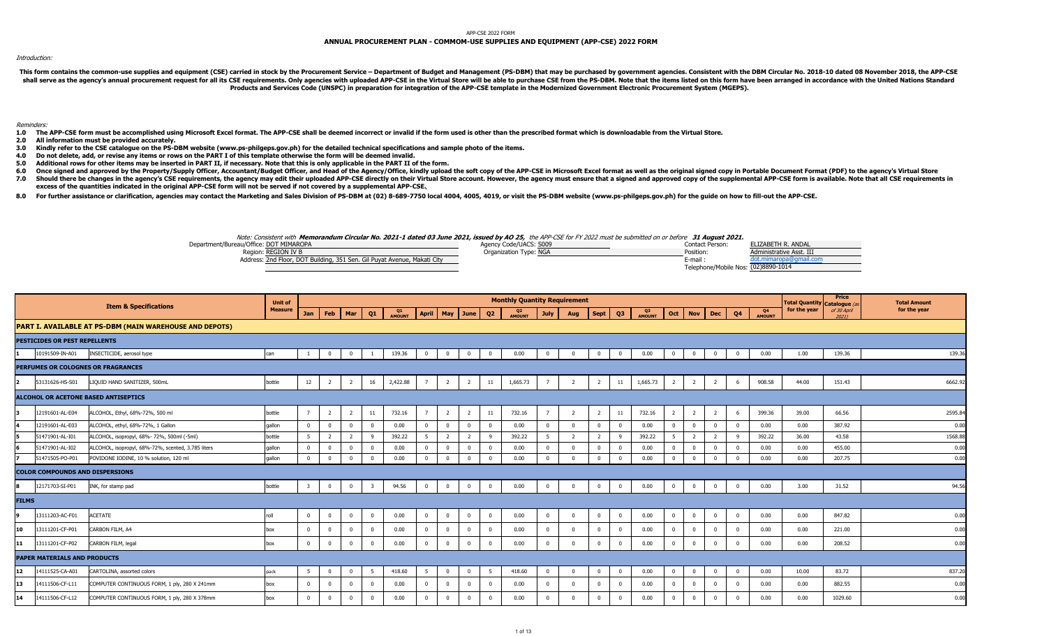APP-CSE 2022 FORM

# ANNUAL PROCUREMENT PLAN - COMMOM-USE SUPPLIES AND EQUIPMENT (APP-CSE) 2022 FORM

*Introduction:*

**This form contains the common-use supplies and equipment (CSE) carried in stock by the Procurement Service – Department of Budget and Management (PS-DBM) that may be purchased by government agencies. Consistent with the DBM Circular No. 2018-10 dated 08 November 2018, the APP-CSE shall serve as the agency's annual procurement request for all its CSE requirements. Only agencies with uploaded APP-CSE in the Virtual Store will be able to purchase CSE from the PS-DBM. Note that the items listed on this form have been arranged in accordance with the United Nations Standard Products and Services Code (UNSPC) in preparation for integration of the APP-CSE template in the Modernized Government Electronic Procurement System (MGEPS).**

*Reminders:*

**1.0 The APP-CSE form must be accomplished using Microsoft Excel format. The APP-CSE shall be deemed incorrect or invalid if the form used is other than the prescribed format which is downloadable from the Virtual Store.**

**2.0 All information must be provided accurately.**

**3.0 Kindly refer to the CSE catalogue on the PS-DBM website (www.ps-philgeps.gov.ph) for the detailed technical specifications and sample photo of the items.**

**4.0 Do not delete, add, or revise any items or rows on the PART I of this template otherwise the form will be deemed invalid.**

**5.0 Additional rows for other items may be inserted in PART II, if necessary. Note that this is only applicable in the PART II of the form.**

**6.0 Once signed and approved by the Property/Supply Officer, Accountant/Budget Officer, and Head of the Agency/Office, kindly upload the soft copy of the APP-CSE in Microsoft Excel format as well as the original signed copy in Portable Document Format (PDF) to the agency's Virtual Store**

**7.0 Should there be changes in the agency's CSE requirements, the agency may edit their uploaded APP-CSE directly on their Virtual Store account. However, the agency must ensure that a signed and approved copy of the supplemental APP-CSE form is available. Note that all CSE requirements in excess of the quantities indicated in the original APP-CSE form will not be served if not covered by a supplemental APP-CSE.**

**8.0 For further assistance or clarification, agencies may contact the Marketing and Sales Division of PS-DBM at (02) 8-689-7750 local 4004, 4005, 4019, or visit the PS-DBM website (www.ps-philgeps.gov.ph) for the guide on how to fill-out the APP-CSE.**

*Note: Consistent with **Memorandum Circular No. 2021-1 dated 03 June 2021, issued by AO 25,** the APP-CSE for FY 2022 must be submitted on or before **31 August 2021.***

Department/Bureau/Office: DOT MIMAROPA
Region: REGION IV B
Address: 2nd Floor, DOT Building, 351 Sen. Gil Puyat Avenue, Makati City

Agency Code/UACS: S009
Organization Type: NGA

Contact Person: ELIZABETH R. ANDAL
Position: Administrative Asst. III
E-mail : dot.mimaropa@gmail.com
Telephone/Mobile Nos: (02)8890-1014

| | | Item & Specifications | Unit of Measure | Jan | Feb | Mar | Q1 | Q1 AMOUNT | April | May | June | Q2 | Q2 AMOUNT | July | Aug | Sept | Q3 | Q3 AMOUNT | Oct | Nov | Dec | Q4 | Q4 AMOUNT | Total Quantity for the year | Price Catalogue (as of 30 April 2021) | Total Amount for the year |
|---|---|---|---|---|---|---|---|---|---|---|---|---|---|---|---|---|---|---|---|---|---|---|---|---|---|---|
| **PART I. AVAILABLE AT PS-DBM (MAIN WAREHOUSE AND DEPOTS)** | | | | | | | | | | | | | | | | | | | | | | | | | | |
| **PESTICIDES OR PEST REPELLENTS** | | | | | | | | | | | | | | | | | | | | | | | | | | |
| 1 | 10191509-IN-A01 | INSECTICIDE, aerosol type | can | 1 | 0 | 0 | 1 | 139.36 | 0 | 0 | 0 | 0 | 0.00 | 0 | 0 | 0 | 0 | 0.00 | 0 | 0 | 0 | 0 | 0.00 | 1.00 | 139.36 | 139.36 |
| **PERFUMES OR COLOGNES OR FRAGRANCES** | | | | | | | | | | | | | | | | | | | | | | | | | | |
| 2 | 53131626-HS-S01 | LIQUID HAND SANITIZER, 500mL | bottle | 12 | 2 | 2 | 16 | 2,422.88 | 7 | 2 | 2 | 11 | 1,665.73 | 7 | 2 | 2 | 11 | 1,665.73 | 2 | 2 | 2 | 6 | 908.58 | 44.00 | 151.43 | 6662.92 |
| **ALCOHOL OR ACETONE BASED ANTISEPTICS** | | | | | | | | | | | | | | | | | | | | | | | | | | |
| 3 | 12191601-AL-E04 | ALCOHOL, Ethyl, 68%-72%, 500 ml | bottle | 7 | 2 | 2 | 11 | 732.16 | 7 | 2 | 2 | 11 | 732.16 | 7 | 2 | 2 | 11 | 732.16 | 2 | 2 | 2 | 6 | 399.36 | 39.00 | 66.56 | 2595.84 |
| 4 | 12191601-AL-E03 | ALCOHOL, ethyl, 68%-72%, 1 Gallon | gallon | 0 | 0 | 0 | 0 | 0.00 | 0 | 0 | 0 | 0 | 0.00 | 0 | 0 | 0 | 0 | 0.00 | 0 | 0 | 0 | 0 | 0.00 | 0.00 | 387.92 | 0.00 |
| 5 | 51471901-AL-I01 | ALCOHOL, isopropyl, 68%- 72%, 500ml (-5ml) | bottle | 5 | 2 | 2 | 9 | 392.22 | 5 | 2 | 2 | 9 | 392.22 | 5 | 2 | 2 | 9 | 392.22 | 5 | 2 | 2 | 9 | 392.22 | 36.00 | 43.58 | 1568.88 |
| 6 | 51471901-AL-I02 | ALCOHOL, isopropyl, 68%-72%, scented, 3.785 liters | gallon | 0 | 0 | 0 | 0 | 0.00 | 0 | 0 | 0 | 0 | 0.00 | 0 | 0 | 0 | 0 | 0.00 | 0 | 0 | 0 | 0 | 0.00 | 0.00 | 455.00 | 0.00 |
| 7 | 51471505-PO-P01 | POVIDONE IODINE, 10 % solution, 120 ml | gallon | 0 | 0 | 0 | 0 | 0.00 | 0 | 0 | 0 | 0 | 0.00 | 0 | 0 | 0 | 0 | 0.00 | 0 | 0 | 0 | 0 | 0.00 | 0.00 | 207.75 | 0.00 |
| **COLOR COMPOUNDS AND DISPERSIONS** | | | | | | | | | | | | | | | | | | | | | | | | | | |
| 8 | 12171703-SI-P01 | INK, for stamp pad | bottle | 3 | 0 | 0 | 3 | 94.56 | 0 | 0 | 0 | 0 | 0.00 | 0 | 0 | 0 | 0 | 0.00 | 0 | 0 | 0 | 0 | 0.00 | 3.00 | 31.52 | 94.56 |
| **FILMS** | | | | | | | | | | | | | | | | | | | | | | | | | | |
| 9 | 13111203-AC-F01 | ACETATE | roll | 0 | 0 | 0 | 0 | 0.00 | 0 | 0 | 0 | 0 | 0.00 | 0 | 0 | 0 | 0 | 0.00 | 0 | 0 | 0 | 0 | 0.00 | 0.00 | 847.82 | 0.00 |
| 10 | 13111201-CF-P01 | CARBON FILM, A4 | box | 0 | 0 | 0 | 0 | 0.00 | 0 | 0 | 0 | 0 | 0.00 | 0 | 0 | 0 | 0 | 0.00 | 0 | 0 | 0 | 0 | 0.00 | 0.00 | 221.00 | 0.00 |
| 11 | 13111201-CF-P02 | CARBON FILM, legal | box | 0 | 0 | 0 | 0 | 0.00 | 0 | 0 | 0 | 0 | 0.00 | 0 | 0 | 0 | 0 | 0.00 | 0 | 0 | 0 | 0 | 0.00 | 0.00 | 208.52 | 0.00 |
| **PAPER MATERIALS AND PRODUCTS** | | | | | | | | | | | | | | | | | | | | | | | | | | |
| 12 | 14111525-CA-A01 | CARTOLINA, assorted colors | pack | 5 | 0 | 0 | 5 | 418.60 | 5 | 0 | 0 | 5 | 418.60 | 0 | 0 | 0 | 0 | 0.00 | 0 | 0 | 0 | 0 | 0.00 | 10.00 | 83.72 | 837.20 |
| 13 | 14111506-CF-L11 | COMPUTER CONTINUOUS FORM, 1 ply, 280 X 241mm | box | 0 | 0 | 0 | 0 | 0.00 | 0 | 0 | 0 | 0 | 0.00 | 0 | 0 | 0 | 0 | 0.00 | 0 | 0 | 0 | 0 | 0.00 | 0.00 | 882.55 | 0.00 |
| 14 | 14111506-CF-L12 | COMPUTER CONTINUOUS FORM, 1 ply, 280 X 378mm | box | 0 | 0 | 0 | 0 | 0.00 | 0 | 0 | 0 | 0 | 0.00 | 0 | 0 | 0 | 0 | 0.00 | 0 | 0 | 0 | 0 | 0.00 | 0.00 | 1029.60 | 0.00 |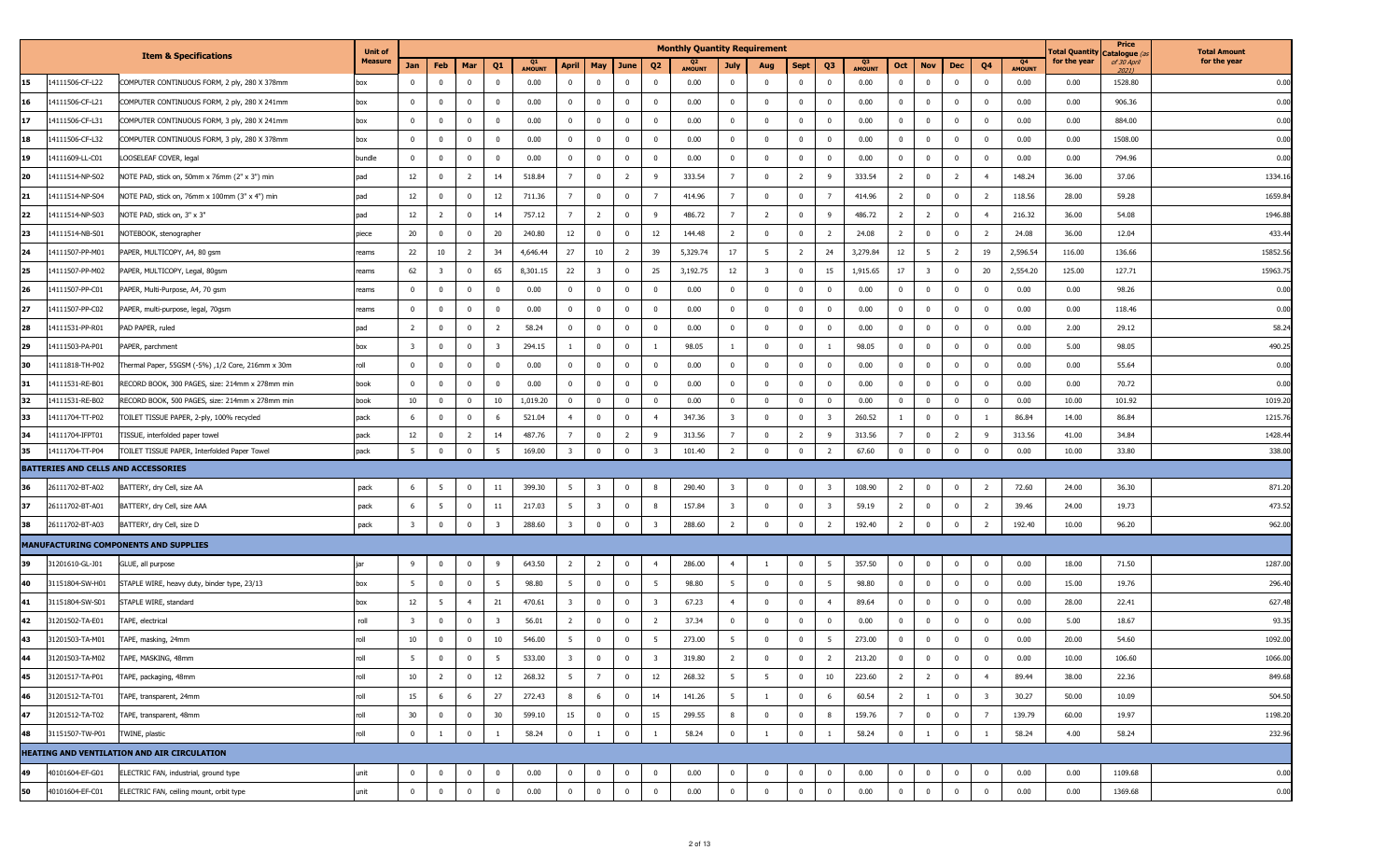| | Item & Specifications | | Unit of Measure | Monthly Quantity Requirement | | | | | | | | | | | | | | | | | | | | | Total Quantity for the year | Price Catalogue (as of 30 April 2021) | Total Amount for the year |
|---|---|---|---|---|---|---|---|---|---|---|---|---|---|---|---|---|---|---|---|---|---|---|---|---|---|---|---|
| | | | | Jan | Feb | Mar | Q1 | Q1 AMOUNT | April | May | June | Q2 | Q2 AMOUNT | July | Aug | Sept | Q3 | Q3 AMOUNT | Oct | Nov | Dec | Q4 | Q4 AMOUNT | | | |
| 15 | 14111506-CF-L22 | COMPUTER CONTINUOUS FORM, 2 ply, 280 X 378mm | box | 0 | 0 | 0 | 0 | 0.00 | 0 | 0 | 0 | 0 | 0.00 | 0 | 0 | 0 | 0 | 0.00 | 0 | 0 | 0 | 0 | 0.00 | 0.00 | 1528.80 | 0.00 |
| 16 | 14111506-CF-L21 | COMPUTER CONTINUOUS FORM, 2 ply, 280 X 241mm | box | 0 | 0 | 0 | 0 | 0.00 | 0 | 0 | 0 | 0 | 0.00 | 0 | 0 | 0 | 0 | 0.00 | 0 | 0 | 0 | 0 | 0.00 | 0.00 | 906.36 | 0.00 |
| 17 | 14111506-CF-L31 | COMPUTER CONTINUOUS FORM, 3 ply, 280 X 241mm | box | 0 | 0 | 0 | 0 | 0.00 | 0 | 0 | 0 | 0 | 0.00 | 0 | 0 | 0 | 0 | 0.00 | 0 | 0 | 0 | 0 | 0.00 | 0.00 | 884.00 | 0.00 |
| 18 | 14111506-CF-L32 | COMPUTER CONTINUOUS FORM, 3 ply, 280 X 378mm | box | 0 | 0 | 0 | 0 | 0.00 | 0 | 0 | 0 | 0 | 0.00 | 0 | 0 | 0 | 0 | 0.00 | 0 | 0 | 0 | 0 | 0.00 | 0.00 | 1508.00 | 0.00 |
| 19 | 14111609-LL-C01 | LOOSELEAF COVER, legal | bundle | 0 | 0 | 0 | 0 | 0.00 | 0 | 0 | 0 | 0 | 0.00 | 0 | 0 | 0 | 0 | 0.00 | 0 | 0 | 0 | 0 | 0.00 | 0.00 | 794.96 | 0.00 |
| 20 | 14111514-NP-S02 | NOTE PAD, stick on, 50mm x 76mm (2" x 3") min | pad | 12 | 0 | 2 | 14 | 518.84 | 7 | 0 | 2 | 9 | 333.54 | 7 | 0 | 2 | 9 | 333.54 | 2 | 0 | 2 | 4 | 148.24 | 36.00 | 37.06 | 1334.16 |
| 21 | 14111514-NP-S04 | NOTE PAD, stick on, 76mm x 100mm (3" x 4") min | pad | 12 | 0 | 0 | 12 | 711.36 | 7 | 0 | 0 | 7 | 414.96 | 7 | 0 | 0 | 7 | 414.96 | 2 | 0 | 0 | 2 | 118.56 | 28.00 | 59.28 | 1659.84 |
| 22 | 14111514-NP-S03 | NOTE PAD, stick on, 3" x 3" | pad | 12 | 2 | 0 | 14 | 757.12 | 7 | 2 | 0 | 9 | 486.72 | 7 | 2 | 0 | 9 | 486.72 | 2 | 2 | 0 | 4 | 216.32 | 36.00 | 54.08 | 1946.88 |
| 23 | 14111514-NB-S01 | NOTEBOOK, stenographer | piece | 20 | 0 | 0 | 20 | 240.80 | 12 | 0 | 0 | 12 | 144.48 | 2 | 0 | 0 | 2 | 24.08 | 2 | 0 | 0 | 2 | 24.08 | 36.00 | 12.04 | 433.44 |
| 24 | 14111507-PP-M01 | PAPER, MULTICOPY, A4, 80 gsm | reams | 22 | 10 | 2 | 34 | 4,646.44 | 27 | 10 | 2 | 39 | 5,329.74 | 17 | 5 | 2 | 24 | 3,279.84 | 12 | 5 | 2 | 19 | 2,596.54 | 116.00 | 136.66 | 15852.56 |
| 25 | 14111507-PP-M02 | PAPER, MULTICOPY, Legal, 80gsm | reams | 62 | 3 | 0 | 65 | 8,301.15 | 22 | 3 | 0 | 25 | 3,192.75 | 12 | 3 | 0 | 15 | 1,915.65 | 17 | 3 | 0 | 20 | 2,554.20 | 125.00 | 127.71 | 15963.75 |
| 26 | 14111507-PP-C01 | PAPER, Multi-Purpose, A4, 70 gsm | reams | 0 | 0 | 0 | 0 | 0.00 | 0 | 0 | 0 | 0 | 0.00 | 0 | 0 | 0 | 0 | 0.00 | 0 | 0 | 0 | 0 | 0.00 | 0.00 | 98.26 | 0.00 |
| 27 | 14111507-PP-C02 | PAPER, multi-purpose, legal, 70gsm | reams | 0 | 0 | 0 | 0 | 0.00 | 0 | 0 | 0 | 0 | 0.00 | 0 | 0 | 0 | 0 | 0.00 | 0 | 0 | 0 | 0 | 0.00 | 0.00 | 118.46 | 0.00 |
| 28 | 14111531-PP-R01 | PAD PAPER, ruled | pad | 2 | 0 | 0 | 2 | 58.24 | 0 | 0 | 0 | 0 | 0.00 | 0 | 0 | 0 | 0 | 0.00 | 0 | 0 | 0 | 0 | 0.00 | 2.00 | 29.12 | 58.24 |
| 29 | 14111503-PA-P01 | PAPER, parchment | box | 3 | 0 | 0 | 3 | 294.15 | 1 | 0 | 0 | 1 | 98.05 | 1 | 0 | 0 | 1 | 98.05 | 0 | 0 | 0 | 0 | 0.00 | 5.00 | 98.05 | 490.25 |
| 30 | 14111818-TH-P02 | Thermal Paper, 55GSM (-5%) ,1/2 Core, 216mm x 30m | roll | 0 | 0 | 0 | 0 | 0.00 | 0 | 0 | 0 | 0 | 0.00 | 0 | 0 | 0 | 0 | 0.00 | 0 | 0 | 0 | 0 | 0.00 | 0.00 | 55.64 | 0.00 |
| 31 | 14111531-RE-B01 | RECORD BOOK, 300 PAGES, size: 214mm x 278mm min | book | 0 | 0 | 0 | 0 | 0.00 | 0 | 0 | 0 | 0 | 0.00 | 0 | 0 | 0 | 0 | 0.00 | 0 | 0 | 0 | 0 | 0.00 | 0.00 | 70.72 | 0.00 |
| 32 | 14111531-RE-B02 | RECORD BOOK, 500 PAGES, size: 214mm x 278mm min | book | 10 | 0 | 0 | 10 | 1,019.20 | 0 | 0 | 0 | 0 | 0.00 | 0 | 0 | 0 | 0 | 0.00 | 0 | 0 | 0 | 0 | 0.00 | 10.00 | 101.92 | 1019.20 |
| 33 | 14111704-TT-P02 | TOILET TISSUE PAPER, 2-ply, 100% recycled | pack | 6 | 0 | 0 | 6 | 521.04 | 4 | 0 | 0 | 4 | 347.36 | 3 | 0 | 0 | 3 | 260.52 | 1 | 0 | 0 | 1 | 86.84 | 14.00 | 86.84 | 1215.76 |
| 34 | 14111704-IFPT01 | TISSUE, interfolded paper towel | pack | 12 | 0 | 2 | 14 | 487.76 | 7 | 0 | 2 | 9 | 313.56 | 7 | 0 | 2 | 9 | 313.56 | 7 | 0 | 2 | 9 | 313.56 | 41.00 | 34.84 | 1428.44 |
| 35 | 14111704-TT-P04 | TOILET TISSUE PAPER, Interfolded Paper Towel | pack | 5 | 0 | 0 | 5 | 169.00 | 3 | 0 | 0 | 3 | 101.40 | 2 | 0 | 0 | 2 | 67.60 | 0 | 0 | 0 | 0 | 0.00 | 10.00 | 33.80 | 338.00 |
| **BATTERIES AND CELLS AND ACCESSORIES** | | | | | | | | | | | | | | | | | | | | | | | | | | |
| 36 | 26111702-BT-A02 | BATTERY, dry Cell, size AA | pack | 6 | 5 | 0 | 11 | 399.30 | 5 | 3 | 0 | 8 | 290.40 | 3 | 0 | 0 | 3 | 108.90 | 2 | 0 | 0 | 2 | 72.60 | 24.00 | 36.30 | 871.20 |
| 37 | 26111702-BT-A01 | BATTERY, dry Cell, size AAA | pack | 6 | 5 | 0 | 11 | 217.03 | 5 | 3 | 0 | 8 | 157.84 | 3 | 0 | 0 | 3 | 59.19 | 2 | 0 | 0 | 2 | 39.46 | 24.00 | 19.73 | 473.52 |
| 38 | 26111702-BT-A03 | BATTERY, dry Cell, size D | pack | 3 | 0 | 0 | 3 | 288.60 | 3 | 0 | 0 | 3 | 288.60 | 2 | 0 | 0 | 2 | 192.40 | 2 | 0 | 0 | 2 | 192.40 | 10.00 | 96.20 | 962.00 |
| **MANUFACTURING COMPONENTS AND SUPPLIES** | | | | | | | | | | | | | | | | | | | | | | | | | | |
| 39 | 31201610-GL-J01 | GLUE, all purpose | jar | 9 | 0 | 0 | 9 | 643.50 | 2 | 2 | 0 | 4 | 286.00 | 4 | 1 | 0 | 5 | 357.50 | 0 | 0 | 0 | 0 | 0.00 | 18.00 | 71.50 | 1287.00 |
| 40 | 31151804-SW-H01 | STAPLE WIRE, heavy duty, binder type, 23/13 | box | 5 | 0 | 0 | 5 | 98.80 | 5 | 0 | 0 | 5 | 98.80 | 5 | 0 | 0 | 5 | 98.80 | 0 | 0 | 0 | 0 | 0.00 | 15.00 | 19.76 | 296.40 |
| 41 | 31151804-SW-S01 | STAPLE WIRE, standard | box | 12 | 5 | 4 | 21 | 470.61 | 3 | 0 | 0 | 3 | 67.23 | 4 | 0 | 0 | 4 | 89.64 | 0 | 0 | 0 | 0 | 0.00 | 28.00 | 22.41 | 627.48 |
| 42 | 31201502-TA-E01 | TAPE, electrical | roll | 3 | 0 | 0 | 3 | 56.01 | 2 | 0 | 0 | 2 | 37.34 | 0 | 0 | 0 | 0 | 0.00 | 0 | 0 | 0 | 0 | 0.00 | 5.00 | 18.67 | 93.35 |
| 43 | 31201503-TA-M01 | TAPE, masking, 24mm | roll | 10 | 0 | 0 | 10 | 546.00 | 5 | 0 | 0 | 5 | 273.00 | 5 | 0 | 0 | 5 | 273.00 | 0 | 0 | 0 | 0 | 0.00 | 20.00 | 54.60 | 1092.00 |
| 44 | 31201503-TA-M02 | TAPE, MASKING, 48mm | roll | 5 | 0 | 0 | 5 | 533.00 | 3 | 0 | 0 | 3 | 319.80 | 2 | 0 | 0 | 2 | 213.20 | 0 | 0 | 0 | 0 | 0.00 | 10.00 | 106.60 | 1066.00 |
| 45 | 31201517-TA-P01 | TAPE, packaging, 48mm | roll | 10 | 2 | 0 | 12 | 268.32 | 5 | 7 | 0 | 12 | 268.32 | 5 | 5 | 0 | 10 | 223.60 | 2 | 2 | 0 | 4 | 89.44 | 38.00 | 22.36 | 849.68 |
| 46 | 31201512-TA-T01 | TAPE, transparent, 24mm | roll | 15 | 6 | 6 | 27 | 272.43 | 8 | 6 | 0 | 14 | 141.26 | 5 | 1 | 0 | 6 | 60.54 | 2 | 1 | 0 | 3 | 30.27 | 50.00 | 10.09 | 504.50 |
| 47 | 31201512-TA-T02 | TAPE, transparent, 48mm | roll | 30 | 0 | 0 | 30 | 599.10 | 15 | 0 | 0 | 15 | 299.55 | 8 | 0 | 0 | 8 | 159.76 | 7 | 0 | 0 | 7 | 139.79 | 60.00 | 19.97 | 1198.20 |
| 48 | 31151507-TW-P01 | TWINE, plastic | roll | 0 | 1 | 0 | 1 | 58.24 | 0 | 1 | 0 | 1 | 58.24 | 0 | 1 | 0 | 1 | 58.24 | 0 | 1 | 0 | 1 | 58.24 | 4.00 | 58.24 | 232.96 |
| **HEATING AND VENTILATION AND AIR CIRCULATION** | | | | | | | | | | | | | | | | | | | | | | | | | | |
| 49 | 40101604-EF-G01 | ELECTRIC FAN, industrial, ground type | unit | 0 | 0 | 0 | 0 | 0.00 | 0 | 0 | 0 | 0 | 0.00 | 0 | 0 | 0 | 0 | 0.00 | 0 | 0 | 0 | 0 | 0.00 | 0.00 | 1109.68 | 0.00 |
| 50 | 40101604-EF-C01 | ELECTRIC FAN, ceiling mount, orbit type | unit | 0 | 0 | 0 | 0 | 0.00 | 0 | 0 | 0 | 0 | 0.00 | 0 | 0 | 0 | 0 | 0.00 | 0 | 0 | 0 | 0 | 0.00 | 0.00 | 1369.68 | 0.00 |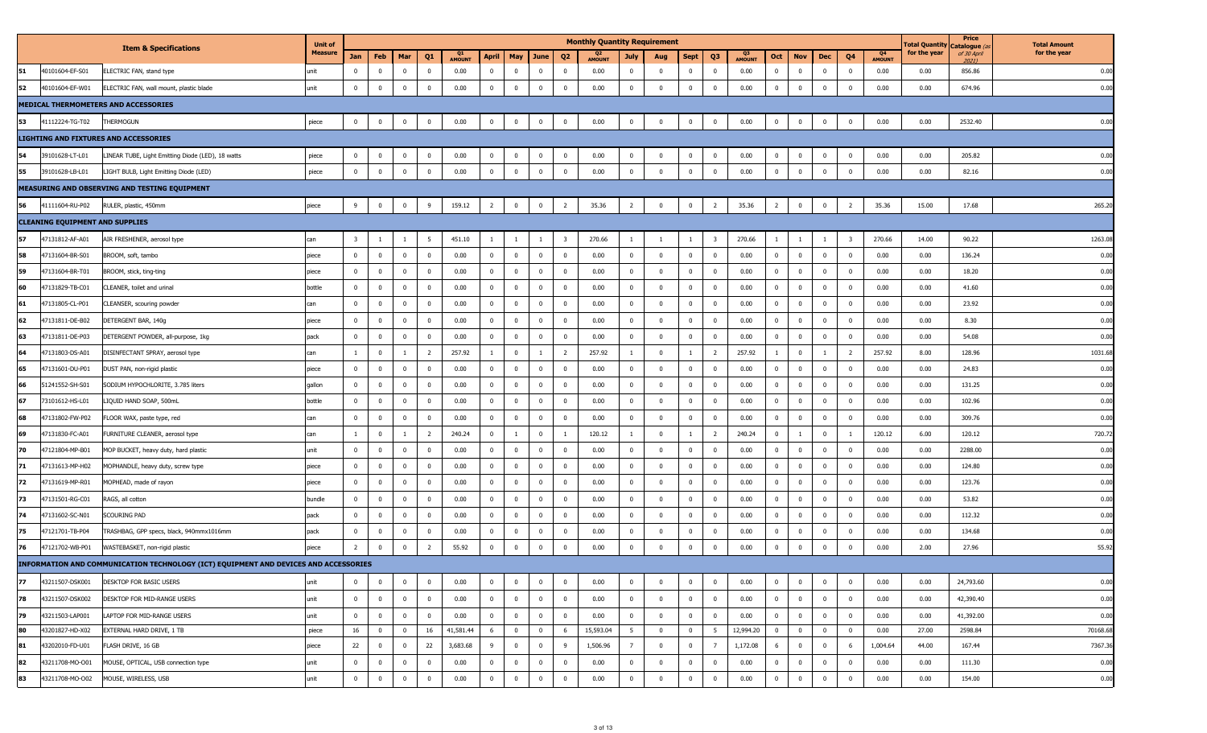| | Item & Specifications | | Unit of Measure | Monthly Quantity Requirement | | | | | | | | | | | | | | | | | | | | | Total Quantity for the year | Price Catalogue (as of 30 April 2021) | Total Amount for the year |
|---|---|---|---|---|---|---|---|---|---|---|---|---|---|---|---|---|---|---|---|---|---|---|---|---|---|---|---|
| | | | | Jan | Feb | Mar | Q1 | Q1 AMOUNT | April | May | June | Q2 | Q2 AMOUNT | July | Aug | Sept | Q3 | Q3 AMOUNT | Oct | Nov | Dec | Q4 | Q4 AMOUNT | | | |
| 51 | 40101604-EF-S01 | ELECTRIC FAN, stand type | unit | 0 | 0 | 0 | 0 | 0.00 | 0 | 0 | 0 | 0 | 0.00 | 0 | 0 | 0 | 0 | 0.00 | 0 | 0 | 0 | 0 | 0.00 | 0.00 | 856.86 | 0.00 |
| 52 | 40101604-EF-W01 | ELECTRIC FAN, wall mount, plastic blade | unit | 0 | 0 | 0 | 0 | 0.00 | 0 | 0 | 0 | 0 | 0.00 | 0 | 0 | 0 | 0 | 0.00 | 0 | 0 | 0 | 0 | 0.00 | 0.00 | 674.96 | 0.00 |
| **MEDICAL THERMOMETERS AND ACCESSORIES** | | | | | | | | | | | | | | | | | | | | | | | | | | |
| 53 | 41112224-TG-T02 | THERMOGUN | piece | 0 | 0 | 0 | 0 | 0.00 | 0 | 0 | 0 | 0 | 0.00 | 0 | 0 | 0 | 0 | 0.00 | 0 | 0 | 0 | 0 | 0.00 | 0.00 | 2532.40 | 0.00 |
| **LIGHTING AND FIXTURES AND ACCESSORIES** | | | | | | | | | | | | | | | | | | | | | | | | | | |
| 54 | 39101628-LT-L01 | LINEAR TUBE, Light Emitting Diode (LED), 18 watts | piece | 0 | 0 | 0 | 0 | 0.00 | 0 | 0 | 0 | 0 | 0.00 | 0 | 0 | 0 | 0 | 0.00 | 0 | 0 | 0 | 0 | 0.00 | 0.00 | 205.82 | 0.00 |
| 55 | 39101628-LB-L01 | LIGHT BULB, Light Emitting Diode (LED) | piece | 0 | 0 | 0 | 0 | 0.00 | 0 | 0 | 0 | 0 | 0.00 | 0 | 0 | 0 | 0 | 0.00 | 0 | 0 | 0 | 0 | 0.00 | 0.00 | 82.16 | 0.00 |
| **MEASURING AND OBSERVING AND TESTING EQUIPMENT** | | | | | | | | | | | | | | | | | | | | | | | | | | |
| 56 | 41111604-RU-P02 | RULER, plastic, 450mm | piece | 9 | 0 | 0 | 9 | 159.12 | 2 | 0 | 0 | 2 | 35.36 | 2 | 0 | 0 | 2 | 35.36 | 2 | 0 | 0 | 2 | 35.36 | 15.00 | 17.68 | 265.20 |
| **CLEANING EQUIPMENT AND SUPPLIES** | | | | | | | | | | | | | | | | | | | | | | | | | | |
| 57 | 47131812-AF-A01 | AIR FRESHENER, aerosol type | can | 3 | 1 | 1 | 5 | 451.10 | 1 | 1 | 1 | 3 | 270.66 | 1 | 1 | 1 | 3 | 270.66 | 1 | 1 | 1 | 3 | 270.66 | 14.00 | 90.22 | 1263.08 |
| 58 | 47131604-BR-S01 | BROOM, soft, tambo | piece | 0 | 0 | 0 | 0 | 0.00 | 0 | 0 | 0 | 0 | 0.00 | 0 | 0 | 0 | 0 | 0.00 | 0 | 0 | 0 | 0 | 0.00 | 0.00 | 136.24 | 0.00 |
| 59 | 47131604-BR-T01 | BROOM, stick, ting-ting | piece | 0 | 0 | 0 | 0 | 0.00 | 0 | 0 | 0 | 0 | 0.00 | 0 | 0 | 0 | 0 | 0.00 | 0 | 0 | 0 | 0 | 0.00 | 0.00 | 18.20 | 0.00 |
| 60 | 47131829-TB-C01 | CLEANER, toilet and urinal | bottle | 0 | 0 | 0 | 0 | 0.00 | 0 | 0 | 0 | 0 | 0.00 | 0 | 0 | 0 | 0 | 0.00 | 0 | 0 | 0 | 0 | 0.00 | 0.00 | 41.60 | 0.00 |
| 61 | 47131805-CL-P01 | CLEANSER, scouring powder | can | 0 | 0 | 0 | 0 | 0.00 | 0 | 0 | 0 | 0 | 0.00 | 0 | 0 | 0 | 0 | 0.00 | 0 | 0 | 0 | 0 | 0.00 | 0.00 | 23.92 | 0.00 |
| 62 | 47131811-DE-B02 | DETERGENT BAR, 140g | piece | 0 | 0 | 0 | 0 | 0.00 | 0 | 0 | 0 | 0 | 0.00 | 0 | 0 | 0 | 0 | 0.00 | 0 | 0 | 0 | 0 | 0.00 | 0.00 | 8.30 | 0.00 |
| 63 | 47131811-DE-P03 | DETERGENT POWDER, all-purpose, 1kg | pack | 0 | 0 | 0 | 0 | 0.00 | 0 | 0 | 0 | 0 | 0.00 | 0 | 0 | 0 | 0 | 0.00 | 0 | 0 | 0 | 0 | 0.00 | 0.00 | 54.08 | 0.00 |
| 64 | 47131803-DS-A01 | DISINFECTANT SPRAY, aerosol type | can | 1 | 0 | 1 | 2 | 257.92 | 1 | 0 | 1 | 2 | 257.92 | 1 | 0 | 1 | 2 | 257.92 | 1 | 0 | 1 | 2 | 257.92 | 8.00 | 128.96 | 1031.68 |
| 65 | 47131601-DU-P01 | DUST PAN, non-rigid plastic | piece | 0 | 0 | 0 | 0 | 0.00 | 0 | 0 | 0 | 0 | 0.00 | 0 | 0 | 0 | 0 | 0.00 | 0 | 0 | 0 | 0 | 0.00 | 0.00 | 24.83 | 0.00 |
| 66 | 51241552-SH-S01 | SODIUM HYPOCHLORITE, 3.785 liters | gallon | 0 | 0 | 0 | 0 | 0.00 | 0 | 0 | 0 | 0 | 0.00 | 0 | 0 | 0 | 0 | 0.00 | 0 | 0 | 0 | 0 | 0.00 | 0.00 | 131.25 | 0.00 |
| 67 | 73101612-HS-L01 | LIQUID HAND SOAP, 500mL | bottle | 0 | 0 | 0 | 0 | 0.00 | 0 | 0 | 0 | 0 | 0.00 | 0 | 0 | 0 | 0 | 0.00 | 0 | 0 | 0 | 0 | 0.00 | 0.00 | 102.96 | 0.00 |
| 68 | 47131802-FW-P02 | FLOOR WAX, paste type, red | can | 0 | 0 | 0 | 0 | 0.00 | 0 | 0 | 0 | 0 | 0.00 | 0 | 0 | 0 | 0 | 0.00 | 0 | 0 | 0 | 0 | 0.00 | 0.00 | 309.76 | 0.00 |
| 69 | 47131830-FC-A01 | FURNITURE CLEANER, aerosol type | can | 1 | 0 | 1 | 2 | 240.24 | 0 | 1 | 0 | 1 | 120.12 | 1 | 0 | 1 | 2 | 240.24 | 0 | 1 | 0 | 1 | 120.12 | 6.00 | 120.12 | 720.72 |
| 70 | 47121804-MP-B01 | MOP BUCKET, heavy duty, hard plastic | unit | 0 | 0 | 0 | 0 | 0.00 | 0 | 0 | 0 | 0 | 0.00 | 0 | 0 | 0 | 0 | 0.00 | 0 | 0 | 0 | 0 | 0.00 | 0.00 | 2288.00 | 0.00 |
| 71 | 47131613-MP-H02 | MOPHANDLE, heavy duty, screw type | piece | 0 | 0 | 0 | 0 | 0.00 | 0 | 0 | 0 | 0 | 0.00 | 0 | 0 | 0 | 0 | 0.00 | 0 | 0 | 0 | 0 | 0.00 | 0.00 | 124.80 | 0.00 |
| 72 | 47131619-MP-R01 | MOPHEAD, made of rayon | piece | 0 | 0 | 0 | 0 | 0.00 | 0 | 0 | 0 | 0 | 0.00 | 0 | 0 | 0 | 0 | 0.00 | 0 | 0 | 0 | 0 | 0.00 | 0.00 | 123.76 | 0.00 |
| 73 | 47131501-RG-C01 | RAGS, all cotton | bundle | 0 | 0 | 0 | 0 | 0.00 | 0 | 0 | 0 | 0 | 0.00 | 0 | 0 | 0 | 0 | 0.00 | 0 | 0 | 0 | 0 | 0.00 | 0.00 | 53.82 | 0.00 |
| 74 | 47131602-SC-N01 | SCOURING PAD | pack | 0 | 0 | 0 | 0 | 0.00 | 0 | 0 | 0 | 0 | 0.00 | 0 | 0 | 0 | 0 | 0.00 | 0 | 0 | 0 | 0 | 0.00 | 0.00 | 112.32 | 0.00 |
| 75 | 47121701-TB-P04 | TRASHBAG, GPP specs, black, 940mmx1016mm | pack | 0 | 0 | 0 | 0 | 0.00 | 0 | 0 | 0 | 0 | 0.00 | 0 | 0 | 0 | 0 | 0.00 | 0 | 0 | 0 | 0 | 0.00 | 0.00 | 134.68 | 0.00 |
| 76 | 47121702-WB-P01 | WASTEBASKET, non-rigid plastic | piece | 2 | 0 | 0 | 2 | 55.92 | 0 | 0 | 0 | 0 | 0.00 | 0 | 0 | 0 | 0 | 0.00 | 0 | 0 | 0 | 0 | 0.00 | 2.00 | 27.96 | 55.92 |
| **INFORMATION AND COMMUNICATION TECHNOLOGY (ICT) EQUIPMENT AND DEVICES AND ACCESSORIES** | | | | | | | | | | | | | | | | | | | | | | | | | | |
| 77 | 43211507-DSK001 | DESKTOP FOR BASIC USERS | unit | 0 | 0 | 0 | 0 | 0.00 | 0 | 0 | 0 | 0 | 0.00 | 0 | 0 | 0 | 0 | 0.00 | 0 | 0 | 0 | 0 | 0.00 | 0.00 | 24,793.60 | 0.00 |
| 78 | 43211507-DSK002 | DESKTOP FOR MID-RANGE USERS | unit | 0 | 0 | 0 | 0 | 0.00 | 0 | 0 | 0 | 0 | 0.00 | 0 | 0 | 0 | 0 | 0.00 | 0 | 0 | 0 | 0 | 0.00 | 0.00 | 42,390.40 | 0.00 |
| 79 | 43211503-LAP001 | LAPTOP FOR MID-RANGE USERS | unit | 0 | 0 | 0 | 0 | 0.00 | 0 | 0 | 0 | 0 | 0.00 | 0 | 0 | 0 | 0 | 0.00 | 0 | 0 | 0 | 0 | 0.00 | 0.00 | 41,392.00 | 0.00 |
| 80 | 43201827-HD-X02 | EXTERNAL HARD DRIVE, 1 TB | piece | 16 | 0 | 0 | 16 | 41,581.44 | 6 | 0 | 0 | 6 | 15,593.04 | 5 | 0 | 0 | 5 | 12,994.20 | 0 | 0 | 0 | 0 | 0.00 | 27.00 | 2598.84 | 70168.68 |
| 81 | 43202010-FD-U01 | FLASH DRIVE, 16 GB | piece | 22 | 0 | 0 | 22 | 3,683.68 | 9 | 0 | 0 | 9 | 1,506.96 | 7 | 0 | 0 | 7 | 1,172.08 | 6 | 0 | 0 | 6 | 1,004.64 | 44.00 | 167.44 | 7367.36 |
| 82 | 43211708-MO-O01 | MOUSE, OPTICAL, USB connection type | unit | 0 | 0 | 0 | 0 | 0.00 | 0 | 0 | 0 | 0 | 0.00 | 0 | 0 | 0 | 0 | 0.00 | 0 | 0 | 0 | 0 | 0.00 | 0.00 | 111.30 | 0.00 |
| 83 | 43211708-MO-O02 | MOUSE, WIRELESS, USB | unit | 0 | 0 | 0 | 0 | 0.00 | 0 | 0 | 0 | 0 | 0.00 | 0 | 0 | 0 | 0 | 0.00 | 0 | 0 | 0 | 0 | 0.00 | 0.00 | 154.00 | 0.00 |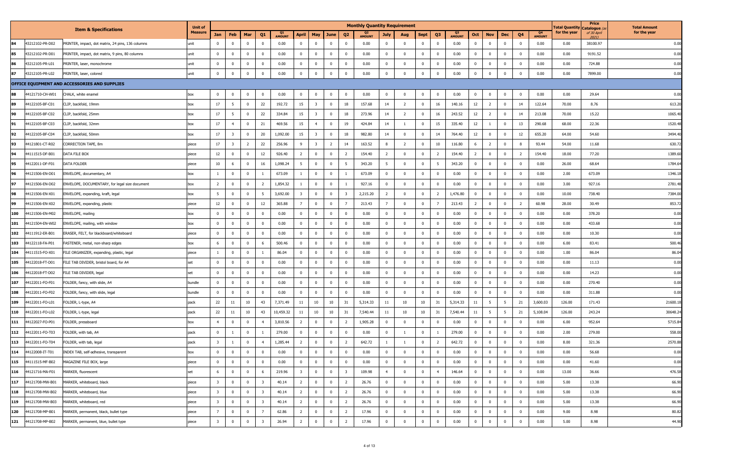| | | Item & Specifications | Unit of Measure | Monthly Quantity Requirement | | | | | | | | | | | | | | | | | | | | Total Quantity for the year | Price Catalogue (as of 30 April 2021) | Total Amount for the year |
|---|---|---|---|---|---|---|---|---|---|---|---|---|---|---|---|---|---|---|---|---|---|---|---|---|---|---|
| | | | | Jan | Feb | Mar | Q1 | Q1 AMOUNT | April | May | June | Q2 | Q2 AMOUNT | July | Aug | Sept | Q3 | Q3 AMOUNT | Oct | Nov | Dec | Q4 | Q4 AMOUNT | | | |
| 84 | 43212102-PR-D02 | PRINTER, impact, dot matrix, 24 pins, 136 columns | unit | 0 | 0 | 0 | 0 | 0.00 | 0 | 0 | 0 | 0 | 0.00 | 0 | 0 | 0 | 0 | 0.00 | 0 | 0 | 0 | 0 | 0.00 | 0.00 | 38100.97 | 0.00 |
| 85 | 43212102-PR-D01 | PRINTER, impact, dot matrix, 9 pins, 80 columns | unit | 0 | 0 | 0 | 0 | 0.00 | 0 | 0 | 0 | 0 | 0.00 | 0 | 0 | 0 | 0 | 0.00 | 0 | 0 | 0 | 0 | 0.00 | 0.00 | 9191.52 | 0.00 |
| 86 | 43212105-PR-L01 | PRINTER, laser, monochrome | unit | 0 | 0 | 0 | 0 | 0.00 | 0 | 0 | 0 | 0 | 0.00 | 0 | 0 | 0 | 0 | 0.00 | 0 | 0 | 0 | 0 | 0.00 | 0.00 | 724.88 | 0.00 |
| 87 | 43212105-PR-L02 | PRINTER, laser, colored | unit | 0 | 0 | 0 | 0 | 0.00 | 0 | 0 | 0 | 0 | 0.00 | 0 | 0 | 0 | 0 | 0.00 | 0 | 0 | 0 | 0 | 0.00 | 0.00 | 7899.00 | 0.00 |
| | | **OFFICE EQUIPMENT AND ACCESSORIES AND SUPPLIES** | | | | | | | | | | | | | | | | | | | | | | | | |
| 88 | 44121710-CH-W01 | CHALK, white enamel | box | 0 | 0 | 0 | 0 | 0.00 | 0 | 0 | 0 | 0 | 0.00 | 0 | 0 | 0 | 0 | 0.00 | 0 | 0 | 0 | 0 | 0.00 | 0.00 | 29.64 | 0.00 |
| 89 | 44122105-BF-C01 | CLIP, backfold, 19mm | box | 17 | 5 | 0 | 22 | 192.72 | 15 | 3 | 0 | 18 | 157.68 | 14 | 2 | 0 | 16 | 140.16 | 12 | 2 | 0 | 14 | 122.64 | 70.00 | 8.76 | 613.20 |
| 90 | 44122105-BF-C02 | CLIP, backfold, 25mm | box | 17 | 5 | 0 | 22 | 334.84 | 15 | 3 | 0 | 18 | 273.96 | 14 | 2 | 0 | 16 | 243.52 | 12 | 2 | 0 | 14 | 213.08 | 70.00 | 15.22 | 1065.40 |
| 91 | 44122105-BF-C03 | CLIP, backfold, 32mm | box | 17 | 4 | 0 | 21 | 469.56 | 15 | 4 | 0 | 19 | 424.84 | 14 | 1 | 0 | 15 | 335.40 | 12 | 1 | 0 | 13 | 290.68 | 68.00 | 22.36 | 1520.48 |
| 92 | 44122105-BF-C04 | CLIP, backfold, 50mm | box | 17 | 3 | 0 | 20 | 1,092.00 | 15 | 3 | 0 | 18 | 982.80 | 14 | 0 | 0 | 14 | 764.40 | 12 | 0 | 0 | 12 | 655.20 | 64.00 | 54.60 | 3494.40 |
| 93 | 44121801-CT-R02 | CORRECTION TAPE, 8m | piece | 17 | 3 | 2 | 22 | 256.96 | 9 | 3 | 2 | 14 | 163.52 | 8 | 2 | 0 | 10 | 116.80 | 6 | 2 | 0 | 8 | 93.44 | 54.00 | 11.68 | 630.72 |
| 94 | 44111515-DF-B01 | DATA FILE BOX | piece | 12 | 0 | 0 | 12 | 926.40 | 2 | 0 | 0 | 2 | 154.40 | 2 | 0 | 0 | 2 | 154.40 | 2 | 0 | 0 | 2 | 154.40 | 18.00 | 77.20 | 1389.60 |
| 95 | 44122011-DF-F01 | DATA FOLDER | piece | 10 | 6 | 0 | 16 | 1,098.24 | 5 | 0 | 0 | 5 | 343.20 | 5 | 0 | 0 | 5 | 343.20 | 0 | 0 | 0 | 0 | 0.00 | 26.00 | 68.64 | 1784.64 |
| 96 | 44121506-EN-D01 | ENVELOPE, documentary, A4 | box | 1 | 0 | 0 | 1 | 673.09 | 1 | 0 | 0 | 1 | 673.09 | 0 | 0 | 0 | 0 | 0.00 | 0 | 0 | 0 | 0 | 0.00 | 2.00 | 673.09 | 1346.18 |
| 97 | 44121506-EN-D02 | ENVELOPE, DOCUMENTARY, for legal size document | box | 2 | 0 | 0 | 2 | 1,854.32 | 1 | 0 | 0 | 1 | 927.16 | 0 | 0 | 0 | 0 | 0.00 | 0 | 0 | 0 | 0 | 0.00 | 3.00 | 927.16 | 2781.48 |
| 98 | 44121506-EN-X01 | ENVELOPE, expanding, kraft, legal | box | 5 | 0 | 0 | 5 | 3,692.00 | 3 | 0 | 0 | 3 | 2,215.20 | 2 | 0 | 0 | 2 | 1,476.80 | 0 | 0 | 0 | 0 | 0.00 | 10.00 | 738.40 | 7384.00 |
| 99 | 44121506-EN-X02 | ENVELOPE, expanding, plastic | piece | 12 | 0 | 0 | 12 | 365.88 | 7 | 0 | 0 | 7 | 213.43 | 7 | 0 | 0 | 7 | 213.43 | 2 | 0 | 0 | 2 | 60.98 | 28.00 | 30.49 | 853.72 |
| 100 | 44121506-EN-M02 | ENVELOPE, mailing | box | 0 | 0 | 0 | 0 | 0.00 | 0 | 0 | 0 | 0 | 0.00 | 0 | 0 | 0 | 0 | 0.00 | 0 | 0 | 0 | 0 | 0.00 | 0.00 | 378.20 | 0.00 |
| 101 | 44121504-EN-W02 | ENVELOPE, mailing, with window | box | 0 | 0 | 0 | 0 | 0.00 | 0 | 0 | 0 | 0 | 0.00 | 0 | 0 | 0 | 0 | 0.00 | 0 | 0 | 0 | 0 | 0.00 | 0.00 | 433.68 | 0.00 |
| 102 | 44111912-ER-B01 | ERASER, FELT, for blackboard/whiteboard | piece | 0 | 0 | 0 | 0 | 0.00 | 0 | 0 | 0 | 0 | 0.00 | 0 | 0 | 0 | 0 | 0.00 | 0 | 0 | 0 | 0 | 0.00 | 0.00 | 10.30 | 0.00 |
| 103 | 44122118-FA-P01 | FASTENER, metal, non-sharp edges | box | 6 | 0 | 0 | 6 | 500.46 | 0 | 0 | 0 | 0 | 0.00 | 0 | 0 | 0 | 0 | 0.00 | 0 | 0 | 0 | 0 | 0.00 | 6.00 | 83.41 | 500.46 |
| 104 | 44111515-FO-X01 | FILE ORGANIZER, expanding, plastic, legal | piece | 1 | 0 | 0 | 1 | 86.04 | 0 | 0 | 0 | 0 | 0.00 | 0 | 0 | 0 | 0 | 0.00 | 0 | 0 | 0 | 0 | 0.00 | 1.00 | 86.04 | 86.04 |
| 105 | 44122018-FT-D01 | FILE TAB DIVIDER, bristol board, for A4 | set | 0 | 0 | 0 | 0 | 0.00 | 0 | 0 | 0 | 0 | 0.00 | 0 | 0 | 0 | 0 | 0.00 | 0 | 0 | 0 | 0 | 0.00 | 0.00 | 11.13 | 0.00 |
| 106 | 44122018-FT-D02 | FILE TAB DIVIDER, legal | set | 0 | 0 | 0 | 0 | 0.00 | 0 | 0 | 0 | 0 | 0.00 | 0 | 0 | 0 | 0 | 0.00 | 0 | 0 | 0 | 0 | 0.00 | 0.00 | 14.23 | 0.00 |
| 107 | 44122011-FO-F01 | FOLDER, fancy, with slide, A4 | bundle | 0 | 0 | 0 | 0 | 0.00 | 0 | 0 | 0 | 0 | 0.00 | 0 | 0 | 0 | 0 | 0.00 | 0 | 0 | 0 | 0 | 0.00 | 0.00 | 270.40 | 0.00 |
| 108 | 44122011-FO-F02 | FOLDER, fancy, with slide, legal | bundle | 0 | 0 | 0 | 0 | 0.00 | 0 | 0 | 0 | 0 | 0.00 | 0 | 0 | 0 | 0 | 0.00 | 0 | 0 | 0 | 0 | 0.00 | 0.00 | 311.88 | 0.00 |
| 109 | 44122011-FO-L01 | FOLDER, L-type, A4 | pack | 22 | 11 | 10 | 43 | 7,371.49 | 11 | 10 | 10 | 31 | 5,314.33 | 11 | 10 | 10 | 31 | 5,314.33 | 11 | 5 | 5 | 21 | 3,600.03 | 126.00 | 171.43 | 21600.18 |
| 110 | 44122011-FO-L02 | FOLDER, L-type, legal | pack | 22 | 11 | 10 | 43 | 10,459.32 | 11 | 10 | 10 | 31 | 7,540.44 | 11 | 10 | 10 | 31 | 7,540.44 | 11 | 5 | 5 | 21 | 5,108.04 | 126.00 | 243.24 | 30648.24 |
| 111 | 44122027-FO-P01 | FOLDER, pressboard | box | 4 | 0 | 0 | 4 | 3,810.56 | 2 | 0 | 0 | 2 | 1,905.28 | 0 | 0 | 0 | 0 | 0.00 | 0 | 0 | 0 | 0 | 0.00 | 6.00 | 952.64 | 5715.84 |
| 112 | 44122011-FO-T03 | FOLDER, with tab, A4 | pack | 0 | 1 | 0 | 1 | 279.00 | 0 | 0 | 0 | 0 | 0.00 | 0 | 1 | 0 | 1 | 279.00 | 0 | 0 | 0 | 0 | 0.00 | 2.00 | 279.00 | 558.00 |
| 113 | 44122011-FO-T04 | FOLDER, with tab, legal | pack | 3 | 1 | 0 | 4 | 1,285.44 | 2 | 0 | 0 | 2 | 642.72 | 1 | 1 | 0 | 2 | 642.72 | 0 | 0 | 0 | 0 | 0.00 | 8.00 | 321.36 | 2570.88 |
| 114 | 44122008-IT-T01 | INDEX TAB, self-adhesive, transparent | box | 0 | 0 | 0 | 0 | 0.00 | 0 | 0 | 0 | 0 | 0.00 | 0 | 0 | 0 | 0 | 0.00 | 0 | 0 | 0 | 0 | 0.00 | 0.00 | 56.68 | 0.00 |
| 115 | 44111515-MF-B02 | MAGAZINE FILE BOX, large | piece | 0 | 0 | 0 | 0 | 0.00 | 0 | 0 | 0 | 0 | 0.00 | 0 | 0 | 0 | 0 | 0.00 | 0 | 0 | 0 | 0 | 0.00 | 0.00 | 41.60 | 0.00 |
| 116 | 44121716-MA-F01 | MARKER, fluorescent | set | 6 | 0 | 0 | 6 | 219.96 | 3 | 0 | 0 | 3 | 109.98 | 4 | 0 | 0 | 4 | 146.64 | 0 | 0 | 0 | 0 | 0.00 | 13.00 | 36.66 | 476.58 |
| 117 | 44121708-MW-B01 | MARKER, whiteboard, black | piece | 3 | 0 | 0 | 3 | 40.14 | 2 | 0 | 0 | 2 | 26.76 | 0 | 0 | 0 | 0 | 0.00 | 0 | 0 | 0 | 0 | 0.00 | 5.00 | 13.38 | 66.90 |
| 118 | 44121708-MW-B02 | MARKER, whiteboard, blue | piece | 3 | 0 | 0 | 3 | 40.14 | 2 | 0 | 0 | 2 | 26.76 | 0 | 0 | 0 | 0 | 0.00 | 0 | 0 | 0 | 0 | 0.00 | 5.00 | 13.38 | 66.90 |
| 119 | 44121708-MW-B03 | MARKER, whiteboard, red | piece | 3 | 0 | 0 | 3 | 40.14 | 2 | 0 | 0 | 2 | 26.76 | 0 | 0 | 0 | 0 | 0.00 | 0 | 0 | 0 | 0 | 0.00 | 5.00 | 13.38 | 66.90 |
| 120 | 44121708-MP-B01 | MARKER, permanent, black, bullet type | piece | 7 | 0 | 0 | 7 | 62.86 | 2 | 0 | 0 | 2 | 17.96 | 0 | 0 | 0 | 0 | 0.00 | 0 | 0 | 0 | 0 | 0.00 | 9.00 | 8.98 | 80.82 |
| 121 | 44121708-MP-B02 | MARKER, permanent, blue, bullet type | piece | 3 | 0 | 0 | 3 | 26.94 | 2 | 0 | 0 | 2 | 17.96 | 0 | 0 | 0 | 0 | 0.00 | 0 | 0 | 0 | 0 | 0.00 | 5.00 | 8.98 | 44.90 |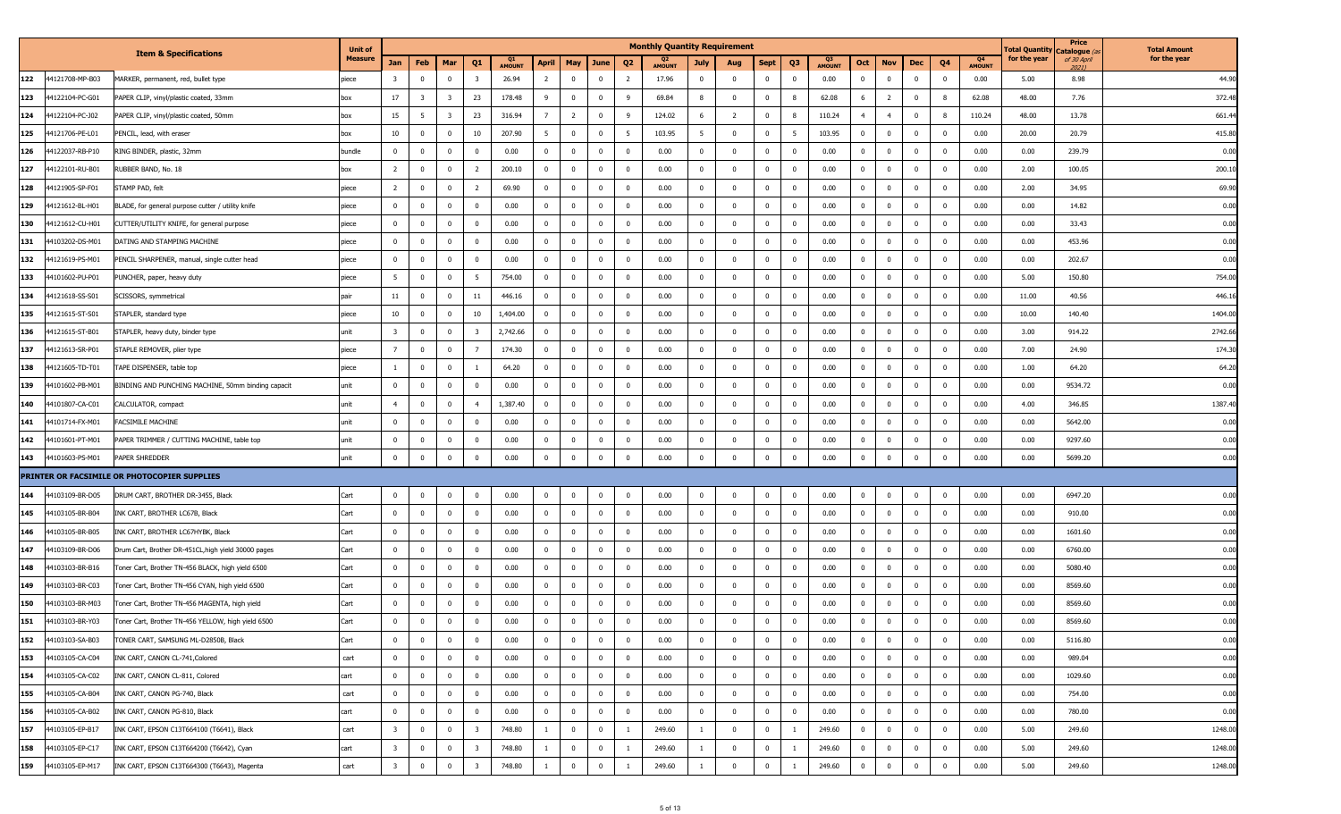| | | Item & Specifications | Unit of Measure | Monthly Quantity Requirement | | | | | | | | | | | | | | | | | | | | | Total Quantity for the year | Price Catalogue (as of 30 April 2021) | Total Amount for the year |
|---|---|---|---|---|---|---|---|---|---|---|---|---|---|---|---|---|---|---|---|---|---|---|---|---|---|---|---|
| | | | | Jan | Feb | Mar | Q1 | Q1 AMOUNT | April | May | June | Q2 | Q2 AMOUNT | July | Aug | Sept | Q3 | Q3 AMOUNT | Oct | Nov | Dec | Q4 | Q4 AMOUNT | | | |
| 122 | 44121708-MP-B03 | MARKER, permanent, red, bullet type | piece | 3 | 0 | 0 | 3 | 26.94 | 2 | 0 | 0 | 2 | 17.96 | 0 | 0 | 0 | 0 | 0.00 | 0 | 0 | 0 | 0 | 0.00 | 5.00 | 8.98 | 44.90 |
| 123 | 44122104-PC-G01 | PAPER CLIP, vinyl/plastic coated, 33mm | box | 17 | 3 | 3 | 23 | 178.48 | 9 | 0 | 0 | 9 | 69.84 | 8 | 0 | 0 | 8 | 62.08 | 6 | 2 | 0 | 8 | 62.08 | 48.00 | 7.76 | 372.48 |
| 124 | 44122104-PC-J02 | PAPER CLIP, vinyl/plastic coated, 50mm | box | 15 | 5 | 3 | 23 | 316.94 | 7 | 2 | 0 | 9 | 124.02 | 6 | 2 | 0 | 8 | 110.24 | 4 | 4 | 0 | 8 | 110.24 | 48.00 | 13.78 | 661.44 |
| 125 | 44121706-PE-L01 | PENCIL, lead, with eraser | box | 10 | 0 | 0 | 10 | 207.90 | 5 | 0 | 0 | 5 | 103.95 | 5 | 0 | 0 | 5 | 103.95 | 0 | 0 | 0 | 0 | 0.00 | 20.00 | 20.79 | 415.80 |
| 126 | 44122037-RB-P10 | RING BINDER, plastic, 32mm | bundle | 0 | 0 | 0 | 0 | 0.00 | 0 | 0 | 0 | 0 | 0.00 | 0 | 0 | 0 | 0 | 0.00 | 0 | 0 | 0 | 0 | 0.00 | 0.00 | 239.79 | 0.00 |
| 127 | 44122101-RU-B01 | RUBBER BAND, No. 18 | box | 2 | 0 | 0 | 2 | 200.10 | 0 | 0 | 0 | 0 | 0.00 | 0 | 0 | 0 | 0 | 0.00 | 0 | 0 | 0 | 0 | 0.00 | 2.00 | 100.05 | 200.10 |
| 128 | 44121905-SP-F01 | STAMP PAD, felt | piece | 2 | 0 | 0 | 2 | 69.90 | 0 | 0 | 0 | 0 | 0.00 | 0 | 0 | 0 | 0 | 0.00 | 0 | 0 | 0 | 0 | 0.00 | 2.00 | 34.95 | 69.90 |
| 129 | 44121612-BL-H01 | BLADE, for general purpose cutter / utility knife | piece | 0 | 0 | 0 | 0 | 0.00 | 0 | 0 | 0 | 0 | 0.00 | 0 | 0 | 0 | 0 | 0.00 | 0 | 0 | 0 | 0 | 0.00 | 0.00 | 14.82 | 0.00 |
| 130 | 44121612-CU-H01 | CUTTER/UTILITY KNIFE, for general purpose | piece | 0 | 0 | 0 | 0 | 0.00 | 0 | 0 | 0 | 0 | 0.00 | 0 | 0 | 0 | 0 | 0.00 | 0 | 0 | 0 | 0 | 0.00 | 0.00 | 33.43 | 0.00 |
| 131 | 44103202-DS-M01 | DATING AND STAMPING MACHINE | piece | 0 | 0 | 0 | 0 | 0.00 | 0 | 0 | 0 | 0 | 0.00 | 0 | 0 | 0 | 0 | 0.00 | 0 | 0 | 0 | 0 | 0.00 | 0.00 | 453.96 | 0.00 |
| 132 | 44121619-PS-M01 | PENCIL SHARPENER, manual, single cutter head | piece | 0 | 0 | 0 | 0 | 0.00 | 0 | 0 | 0 | 0 | 0.00 | 0 | 0 | 0 | 0 | 0.00 | 0 | 0 | 0 | 0 | 0.00 | 0.00 | 202.67 | 0.00 |
| 133 | 44101602-PU-P01 | PUNCHER, paper, heavy duty | piece | 5 | 0 | 0 | 5 | 754.00 | 0 | 0 | 0 | 0 | 0.00 | 0 | 0 | 0 | 0 | 0.00 | 0 | 0 | 0 | 0 | 0.00 | 5.00 | 150.80 | 754.00 |
| 134 | 44121618-SS-S01 | SCISSORS, symmetrical | pair | 11 | 0 | 0 | 11 | 446.16 | 0 | 0 | 0 | 0 | 0.00 | 0 | 0 | 0 | 0 | 0.00 | 0 | 0 | 0 | 0 | 0.00 | 11.00 | 40.56 | 446.16 |
| 135 | 44121615-ST-S01 | STAPLER, standard type | piece | 10 | 0 | 0 | 10 | 1,404.00 | 0 | 0 | 0 | 0 | 0.00 | 0 | 0 | 0 | 0 | 0.00 | 0 | 0 | 0 | 0 | 0.00 | 10.00 | 140.40 | 1404.00 |
| 136 | 44121615-ST-B01 | STAPLER, heavy duty, binder type | unit | 3 | 0 | 0 | 3 | 2,742.66 | 0 | 0 | 0 | 0 | 0.00 | 0 | 0 | 0 | 0 | 0.00 | 0 | 0 | 0 | 0 | 0.00 | 3.00 | 914.22 | 2742.66 |
| 137 | 44121613-SR-P01 | STAPLE REMOVER, plier type | piece | 7 | 0 | 0 | 7 | 174.30 | 0 | 0 | 0 | 0 | 0.00 | 0 | 0 | 0 | 0 | 0.00 | 0 | 0 | 0 | 0 | 0.00 | 7.00 | 24.90 | 174.30 |
| 138 | 44121605-TD-T01 | TAPE DISPENSER, table top | piece | 1 | 0 | 0 | 1 | 64.20 | 0 | 0 | 0 | 0 | 0.00 | 0 | 0 | 0 | 0 | 0.00 | 0 | 0 | 0 | 0 | 0.00 | 1.00 | 64.20 | 64.20 |
| 139 | 44101602-PB-M01 | BINDING AND PUNCHING MACHINE, 50mm binding capacit | unit | 0 | 0 | 0 | 0 | 0.00 | 0 | 0 | 0 | 0 | 0.00 | 0 | 0 | 0 | 0 | 0.00 | 0 | 0 | 0 | 0 | 0.00 | 0.00 | 9534.72 | 0.00 |
| 140 | 44101807-CA-C01 | CALCULATOR, compact | unit | 4 | 0 | 0 | 4 | 1,387.40 | 0 | 0 | 0 | 0 | 0.00 | 0 | 0 | 0 | 0 | 0.00 | 0 | 0 | 0 | 0 | 0.00 | 4.00 | 346.85 | 1387.40 |
| 141 | 44101714-FX-M01 | FACSIMILE MACHINE | unit | 0 | 0 | 0 | 0 | 0.00 | 0 | 0 | 0 | 0 | 0.00 | 0 | 0 | 0 | 0 | 0.00 | 0 | 0 | 0 | 0 | 0.00 | 0.00 | 5642.00 | 0.00 |
| 142 | 44101601-PT-M01 | PAPER TRIMMER / CUTTING MACHINE, table top | unit | 0 | 0 | 0 | 0 | 0.00 | 0 | 0 | 0 | 0 | 0.00 | 0 | 0 | 0 | 0 | 0.00 | 0 | 0 | 0 | 0 | 0.00 | 0.00 | 9297.60 | 0.00 |
| 143 | 44101603-PS-M01 | PAPER SHREDDER | unit | 0 | 0 | 0 | 0 | 0.00 | 0 | 0 | 0 | 0 | 0.00 | 0 | 0 | 0 | 0 | 0.00 | 0 | 0 | 0 | 0 | 0.00 | 0.00 | 5699.20 | 0.00 |
| | | **PRINTER OR FACSIMILE OR PHOTOCOPIER SUPPLIES** | | | | | | | | | | | | | | | | | | | | | | | | |
| 144 | 44103109-BR-D05 | DRUM CART, BROTHER DR-3455, Black | Cart | 0 | 0 | 0 | 0 | 0.00 | 0 | 0 | 0 | 0 | 0.00 | 0 | 0 | 0 | 0 | 0.00 | 0 | 0 | 0 | 0 | 0.00 | 0.00 | 6947.20 | 0.00 |
| 145 | 44103105-BR-B04 | INK CART, BROTHER LC67B, Black | Cart | 0 | 0 | 0 | 0 | 0.00 | 0 | 0 | 0 | 0 | 0.00 | 0 | 0 | 0 | 0 | 0.00 | 0 | 0 | 0 | 0 | 0.00 | 0.00 | 910.00 | 0.00 |
| 146 | 44103105-BR-B05 | INK CART, BROTHER LC67HYBK, Black | Cart | 0 | 0 | 0 | 0 | 0.00 | 0 | 0 | 0 | 0 | 0.00 | 0 | 0 | 0 | 0 | 0.00 | 0 | 0 | 0 | 0 | 0.00 | 0.00 | 1601.60 | 0.00 |
| 147 | 44103109-BR-D06 | Drum Cart, Brother DR-451CL,high yield 30000 pages | Cart | 0 | 0 | 0 | 0 | 0.00 | 0 | 0 | 0 | 0 | 0.00 | 0 | 0 | 0 | 0 | 0.00 | 0 | 0 | 0 | 0 | 0.00 | 0.00 | 6760.00 | 0.00 |
| 148 | 44103103-BR-B16 | Toner Cart, Brother TN-456 BLACK, high yield 6500 | Cart | 0 | 0 | 0 | 0 | 0.00 | 0 | 0 | 0 | 0 | 0.00 | 0 | 0 | 0 | 0 | 0.00 | 0 | 0 | 0 | 0 | 0.00 | 0.00 | 5080.40 | 0.00 |
| 149 | 44103103-BR-C03 | Toner Cart, Brother TN-456 CYAN, high yield 6500 | Cart | 0 | 0 | 0 | 0 | 0.00 | 0 | 0 | 0 | 0 | 0.00 | 0 | 0 | 0 | 0 | 0.00 | 0 | 0 | 0 | 0 | 0.00 | 0.00 | 8569.60 | 0.00 |
| 150 | 44103103-BR-M03 | Toner Cart, Brother TN-456 MAGENTA, high yield | Cart | 0 | 0 | 0 | 0 | 0.00 | 0 | 0 | 0 | 0 | 0.00 | 0 | 0 | 0 | 0 | 0.00 | 0 | 0 | 0 | 0 | 0.00 | 0.00 | 8569.60 | 0.00 |
| 151 | 44103103-BR-Y03 | Toner Cart, Brother TN-456 YELLOW, high yield 6500 | Cart | 0 | 0 | 0 | 0 | 0.00 | 0 | 0 | 0 | 0 | 0.00 | 0 | 0 | 0 | 0 | 0.00 | 0 | 0 | 0 | 0 | 0.00 | 0.00 | 8569.60 | 0.00 |
| 152 | 44103103-SA-B03 | TONER CART, SAMSUNG ML-D2850B, Black | Cart | 0 | 0 | 0 | 0 | 0.00 | 0 | 0 | 0 | 0 | 0.00 | 0 | 0 | 0 | 0 | 0.00 | 0 | 0 | 0 | 0 | 0.00 | 0.00 | 5116.80 | 0.00 |
| 153 | 44103105-CA-C04 | INK CART, CANON CL-741,Colored | cart | 0 | 0 | 0 | 0 | 0.00 | 0 | 0 | 0 | 0 | 0.00 | 0 | 0 | 0 | 0 | 0.00 | 0 | 0 | 0 | 0 | 0.00 | 0.00 | 989.04 | 0.00 |
| 154 | 44103105-CA-C02 | INK CART, CANON CL-811, Colored | cart | 0 | 0 | 0 | 0 | 0.00 | 0 | 0 | 0 | 0 | 0.00 | 0 | 0 | 0 | 0 | 0.00 | 0 | 0 | 0 | 0 | 0.00 | 0.00 | 1029.60 | 0.00 |
| 155 | 44103105-CA-B04 | INK CART, CANON PG-740, Black | cart | 0 | 0 | 0 | 0 | 0.00 | 0 | 0 | 0 | 0 | 0.00 | 0 | 0 | 0 | 0 | 0.00 | 0 | 0 | 0 | 0 | 0.00 | 0.00 | 754.00 | 0.00 |
| 156 | 44103105-CA-B02 | INK CART, CANON PG-810, Black | cart | 0 | 0 | 0 | 0 | 0.00 | 0 | 0 | 0 | 0 | 0.00 | 0 | 0 | 0 | 0 | 0.00 | 0 | 0 | 0 | 0 | 0.00 | 0.00 | 780.00 | 0.00 |
| 157 | 44103105-EP-B17 | INK CART, EPSON C13T664100 (T6641), Black | cart | 3 | 0 | 0 | 3 | 748.80 | 1 | 0 | 0 | 1 | 249.60 | 1 | 0 | 0 | 1 | 249.60 | 0 | 0 | 0 | 0 | 0.00 | 5.00 | 249.60 | 1248.00 |
| 158 | 44103105-EP-C17 | INK CART, EPSON C13T664200 (T6642), Cyan | cart | 3 | 0 | 0 | 3 | 748.80 | 1 | 0 | 0 | 1 | 249.60 | 1 | 0 | 0 | 1 | 249.60 | 0 | 0 | 0 | 0 | 0.00 | 5.00 | 249.60 | 1248.00 |
| 159 | 44103105-EP-M17 | INK CART, EPSON C13T664300 (T6643), Magenta | cart | 3 | 0 | 0 | 3 | 748.80 | 1 | 0 | 0 | 1 | 249.60 | 1 | 0 | 0 | 1 | 249.60 | 0 | 0 | 0 | 0 | 0.00 | 5.00 | 249.60 | 1248.00 |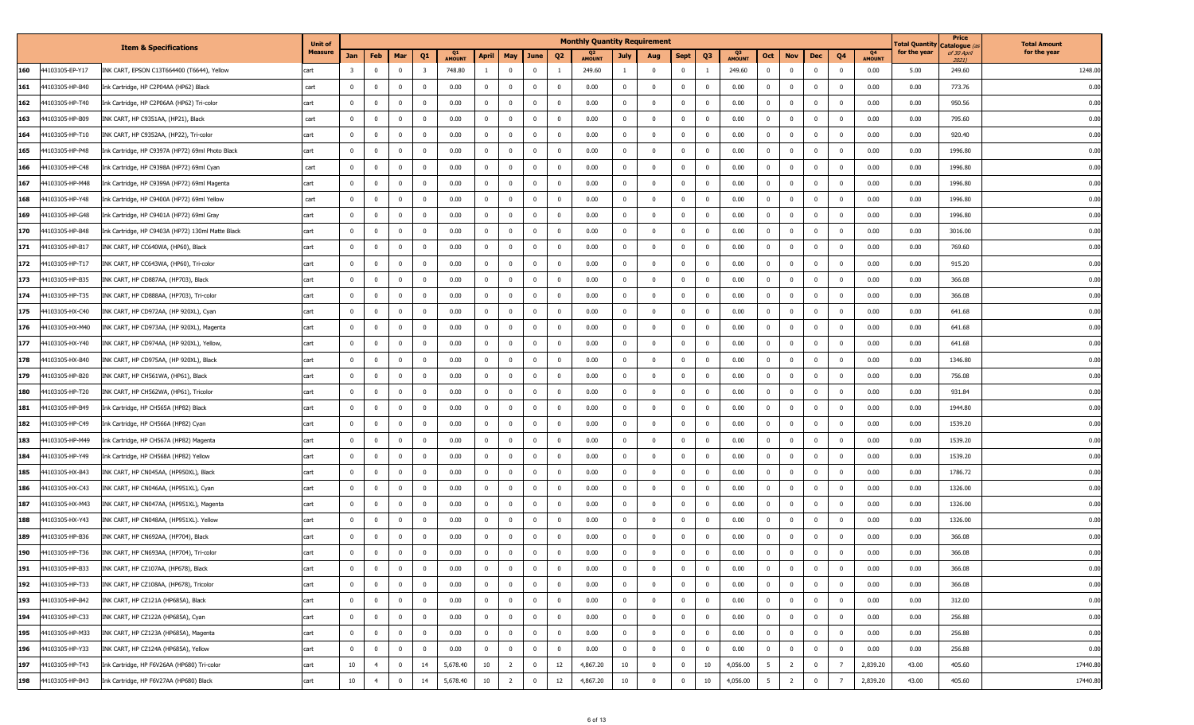| | | Item & Specifications | Unit of Measure | Monthly Quantity Requirement | | | | | | | | | | | | | | | | | | | | | Total Quantity for the year | Price Catalogue (as of 30 April 2021) | Total Amount for the year |
|---|---|---|---|---|---|---|---|---|---|---|---|---|---|---|---|---|---|---|---|---|---|---|---|---|---|---|---|
| | | | | Jan | Feb | Mar | Q1 | Q1 AMOUNT | April | May | June | Q2 | Q2 AMOUNT | July | Aug | Sept | Q3 | Q3 AMOUNT | Oct | Nov | Dec | Q4 | Q4 AMOUNT | | | |
| 160 | 44103105-EP-Y17 | INK CART, EPSON C13T664400 (T6644), Yellow | cart | 3 | 0 | 0 | 3 | 748.80 | 1 | 0 | 0 | 1 | 249.60 | 1 | 0 | 0 | 1 | 249.60 | 0 | 0 | 0 | 0 | 0.00 | 5.00 | 249.60 | 1248.00 |
| 161 | 44103105-HP-B40 | Ink Cartridge, HP C2P04AA (HP62) Black | cart | 0 | 0 | 0 | 0 | 0.00 | 0 | 0 | 0 | 0 | 0.00 | 0 | 0 | 0 | 0 | 0.00 | 0 | 0 | 0 | 0 | 0.00 | 0.00 | 773.76 | 0.00 |
| 162 | 44103105-HP-T40 | Ink Cartridge, HP C2P06AA (HP62) Tri-color | cart | 0 | 0 | 0 | 0 | 0.00 | 0 | 0 | 0 | 0 | 0.00 | 0 | 0 | 0 | 0 | 0.00 | 0 | 0 | 0 | 0 | 0.00 | 0.00 | 950.56 | 0.00 |
| 163 | 44103105-HP-B09 | INK CART, HP C9351AA, (HP21), Black | cart | 0 | 0 | 0 | 0 | 0.00 | 0 | 0 | 0 | 0 | 0.00 | 0 | 0 | 0 | 0 | 0.00 | 0 | 0 | 0 | 0 | 0.00 | 0.00 | 795.60 | 0.00 |
| 164 | 44103105-HP-T10 | INK CART, HP C9352AA, (HP22), Tri-color | cart | 0 | 0 | 0 | 0 | 0.00 | 0 | 0 | 0 | 0 | 0.00 | 0 | 0 | 0 | 0 | 0.00 | 0 | 0 | 0 | 0 | 0.00 | 0.00 | 920.40 | 0.00 |
| 165 | 44103105-HP-P48 | Ink Cartridge, HP C9397A (HP72) 69ml Photo Black | cart | 0 | 0 | 0 | 0 | 0.00 | 0 | 0 | 0 | 0 | 0.00 | 0 | 0 | 0 | 0 | 0.00 | 0 | 0 | 0 | 0 | 0.00 | 0.00 | 1996.80 | 0.00 |
| 166 | 44103105-HP-C48 | Ink Cartridge, HP C9398A (HP72) 69ml Cyan | cart | 0 | 0 | 0 | 0 | 0.00 | 0 | 0 | 0 | 0 | 0.00 | 0 | 0 | 0 | 0 | 0.00 | 0 | 0 | 0 | 0 | 0.00 | 0.00 | 1996.80 | 0.00 |
| 167 | 44103105-HP-M48 | Ink Cartridge, HP C9399A (HP72) 69ml Magenta | cart | 0 | 0 | 0 | 0 | 0.00 | 0 | 0 | 0 | 0 | 0.00 | 0 | 0 | 0 | 0 | 0.00 | 0 | 0 | 0 | 0 | 0.00 | 0.00 | 1996.80 | 0.00 |
| 168 | 44103105-HP-Y48 | Ink Cartridge, HP C9400A (HP72) 69ml Yellow | cart | 0 | 0 | 0 | 0 | 0.00 | 0 | 0 | 0 | 0 | 0.00 | 0 | 0 | 0 | 0 | 0.00 | 0 | 0 | 0 | 0 | 0.00 | 0.00 | 1996.80 | 0.00 |
| 169 | 44103105-HP-G48 | Ink Cartridge, HP C9401A (HP72) 69ml Gray | cart | 0 | 0 | 0 | 0 | 0.00 | 0 | 0 | 0 | 0 | 0.00 | 0 | 0 | 0 | 0 | 0.00 | 0 | 0 | 0 | 0 | 0.00 | 0.00 | 1996.80 | 0.00 |
| 170 | 44103105-HP-B48 | Ink Cartridge, HP C9403A (HP72) 130ml Matte Black | cart | 0 | 0 | 0 | 0 | 0.00 | 0 | 0 | 0 | 0 | 0.00 | 0 | 0 | 0 | 0 | 0.00 | 0 | 0 | 0 | 0 | 0.00 | 0.00 | 3016.00 | 0.00 |
| 171 | 44103105-HP-B17 | INK CART, HP CC640WA, (HP60), Black | cart | 0 | 0 | 0 | 0 | 0.00 | 0 | 0 | 0 | 0 | 0.00 | 0 | 0 | 0 | 0 | 0.00 | 0 | 0 | 0 | 0 | 0.00 | 0.00 | 769.60 | 0.00 |
| 172 | 44103105-HP-T17 | INK CART, HP CC643WA, (HP60), Tri-color | cart | 0 | 0 | 0 | 0 | 0.00 | 0 | 0 | 0 | 0 | 0.00 | 0 | 0 | 0 | 0 | 0.00 | 0 | 0 | 0 | 0 | 0.00 | 0.00 | 915.20 | 0.00 |
| 173 | 44103105-HP-B35 | INK CART, HP CD887AA, (HP703), Black | cart | 0 | 0 | 0 | 0 | 0.00 | 0 | 0 | 0 | 0 | 0.00 | 0 | 0 | 0 | 0 | 0.00 | 0 | 0 | 0 | 0 | 0.00 | 0.00 | 366.08 | 0.00 |
| 174 | 44103105-HP-T35 | INK CART, HP CD888AA, (HP703), Tri-color | cart | 0 | 0 | 0 | 0 | 0.00 | 0 | 0 | 0 | 0 | 0.00 | 0 | 0 | 0 | 0 | 0.00 | 0 | 0 | 0 | 0 | 0.00 | 0.00 | 366.08 | 0.00 |
| 175 | 44103105-HX-C40 | INK CART, HP CD972AA, (HP 920XL), Cyan | cart | 0 | 0 | 0 | 0 | 0.00 | 0 | 0 | 0 | 0 | 0.00 | 0 | 0 | 0 | 0 | 0.00 | 0 | 0 | 0 | 0 | 0.00 | 0.00 | 641.68 | 0.00 |
| 176 | 44103105-HX-M40 | INK CART, HP CD973AA, (HP 920XL), Magenta | cart | 0 | 0 | 0 | 0 | 0.00 | 0 | 0 | 0 | 0 | 0.00 | 0 | 0 | 0 | 0 | 0.00 | 0 | 0 | 0 | 0 | 0.00 | 0.00 | 641.68 | 0.00 |
| 177 | 44103105-HX-Y40 | INK CART, HP CD974AA, (HP 920XL), Yellow, | cart | 0 | 0 | 0 | 0 | 0.00 | 0 | 0 | 0 | 0 | 0.00 | 0 | 0 | 0 | 0 | 0.00 | 0 | 0 | 0 | 0 | 0.00 | 0.00 | 641.68 | 0.00 |
| 178 | 44103105-HX-B40 | INK CART, HP CD975AA, (HP 920XL), Black | cart | 0 | 0 | 0 | 0 | 0.00 | 0 | 0 | 0 | 0 | 0.00 | 0 | 0 | 0 | 0 | 0.00 | 0 | 0 | 0 | 0 | 0.00 | 0.00 | 1346.80 | 0.00 |
| 179 | 44103105-HP-B20 | INK CART, HP CH561WA, (HP61), Black | cart | 0 | 0 | 0 | 0 | 0.00 | 0 | 0 | 0 | 0 | 0.00 | 0 | 0 | 0 | 0 | 0.00 | 0 | 0 | 0 | 0 | 0.00 | 0.00 | 756.08 | 0.00 |
| 180 | 44103105-HP-T20 | INK CART, HP CH562WA, (HP61), Tricolor | cart | 0 | 0 | 0 | 0 | 0.00 | 0 | 0 | 0 | 0 | 0.00 | 0 | 0 | 0 | 0 | 0.00 | 0 | 0 | 0 | 0 | 0.00 | 0.00 | 931.84 | 0.00 |
| 181 | 44103105-HP-B49 | Ink Cartridge, HP CH565A (HP82) Black | cart | 0 | 0 | 0 | 0 | 0.00 | 0 | 0 | 0 | 0 | 0.00 | 0 | 0 | 0 | 0 | 0.00 | 0 | 0 | 0 | 0 | 0.00 | 0.00 | 1944.80 | 0.00 |
| 182 | 44103105-HP-C49 | Ink Cartridge, HP CH566A (HP82) Cyan | cart | 0 | 0 | 0 | 0 | 0.00 | 0 | 0 | 0 | 0 | 0.00 | 0 | 0 | 0 | 0 | 0.00 | 0 | 0 | 0 | 0 | 0.00 | 0.00 | 1539.20 | 0.00 |
| 183 | 44103105-HP-M49 | Ink Cartridge, HP CH567A (HP82) Magenta | cart | 0 | 0 | 0 | 0 | 0.00 | 0 | 0 | 0 | 0 | 0.00 | 0 | 0 | 0 | 0 | 0.00 | 0 | 0 | 0 | 0 | 0.00 | 0.00 | 1539.20 | 0.00 |
| 184 | 44103105-HP-Y49 | Ink Cartridge, HP CH568A (HP82) Yellow | cart | 0 | 0 | 0 | 0 | 0.00 | 0 | 0 | 0 | 0 | 0.00 | 0 | 0 | 0 | 0 | 0.00 | 0 | 0 | 0 | 0 | 0.00 | 0.00 | 1539.20 | 0.00 |
| 185 | 44103105-HX-B43 | INK CART, HP CN045AA, (HP950XL), Black | cart | 0 | 0 | 0 | 0 | 0.00 | 0 | 0 | 0 | 0 | 0.00 | 0 | 0 | 0 | 0 | 0.00 | 0 | 0 | 0 | 0 | 0.00 | 0.00 | 1786.72 | 0.00 |
| 186 | 44103105-HX-C43 | INK CART, HP CN046AA, (HP951XL), Cyan | cart | 0 | 0 | 0 | 0 | 0.00 | 0 | 0 | 0 | 0 | 0.00 | 0 | 0 | 0 | 0 | 0.00 | 0 | 0 | 0 | 0 | 0.00 | 0.00 | 1326.00 | 0.00 |
| 187 | 44103105-HX-M43 | INK CART, HP CN047AA, (HP951XL), Magenta | cart | 0 | 0 | 0 | 0 | 0.00 | 0 | 0 | 0 | 0 | 0.00 | 0 | 0 | 0 | 0 | 0.00 | 0 | 0 | 0 | 0 | 0.00 | 0.00 | 1326.00 | 0.00 |
| 188 | 44103105-HX-Y43 | INK CART, HP CN048AA, (HP951XL). Yellow | cart | 0 | 0 | 0 | 0 | 0.00 | 0 | 0 | 0 | 0 | 0.00 | 0 | 0 | 0 | 0 | 0.00 | 0 | 0 | 0 | 0 | 0.00 | 0.00 | 1326.00 | 0.00 |
| 189 | 44103105-HP-B36 | INK CART, HP CN692AA, (HP704), Black | cart | 0 | 0 | 0 | 0 | 0.00 | 0 | 0 | 0 | 0 | 0.00 | 0 | 0 | 0 | 0 | 0.00 | 0 | 0 | 0 | 0 | 0.00 | 0.00 | 366.08 | 0.00 |
| 190 | 44103105-HP-T36 | INK CART, HP CN693AA, (HP704), Tri-color | cart | 0 | 0 | 0 | 0 | 0.00 | 0 | 0 | 0 | 0 | 0.00 | 0 | 0 | 0 | 0 | 0.00 | 0 | 0 | 0 | 0 | 0.00 | 0.00 | 366.08 | 0.00 |
| 191 | 44103105-HP-B33 | INK CART, HP CZ107AA, (HP678), Black | cart | 0 | 0 | 0 | 0 | 0.00 | 0 | 0 | 0 | 0 | 0.00 | 0 | 0 | 0 | 0 | 0.00 | 0 | 0 | 0 | 0 | 0.00 | 0.00 | 366.08 | 0.00 |
| 192 | 44103105-HP-T33 | INK CART, HP CZ108AA, (HP678), Tricolor | cart | 0 | 0 | 0 | 0 | 0.00 | 0 | 0 | 0 | 0 | 0.00 | 0 | 0 | 0 | 0 | 0.00 | 0 | 0 | 0 | 0 | 0.00 | 0.00 | 366.08 | 0.00 |
| 193 | 44103105-HP-B42 | INK CART, HP CZ121A (HP685A), Black | cart | 0 | 0 | 0 | 0 | 0.00 | 0 | 0 | 0 | 0 | 0.00 | 0 | 0 | 0 | 0 | 0.00 | 0 | 0 | 0 | 0 | 0.00 | 0.00 | 312.00 | 0.00 |
| 194 | 44103105-HP-C33 | INK CART, HP CZ122A (HP685A), Cyan | cart | 0 | 0 | 0 | 0 | 0.00 | 0 | 0 | 0 | 0 | 0.00 | 0 | 0 | 0 | 0 | 0.00 | 0 | 0 | 0 | 0 | 0.00 | 0.00 | 256.88 | 0.00 |
| 195 | 44103105-HP-M33 | INK CART, HP CZ123A (HP685A), Magenta | cart | 0 | 0 | 0 | 0 | 0.00 | 0 | 0 | 0 | 0 | 0.00 | 0 | 0 | 0 | 0 | 0.00 | 0 | 0 | 0 | 0 | 0.00 | 0.00 | 256.88 | 0.00 |
| 196 | 44103105-HP-Y33 | INK CART, HP CZ124A (HP685A), Yellow | cart | 0 | 0 | 0 | 0 | 0.00 | 0 | 0 | 0 | 0 | 0.00 | 0 | 0 | 0 | 0 | 0.00 | 0 | 0 | 0 | 0 | 0.00 | 0.00 | 256.88 | 0.00 |
| 197 | 44103105-HP-T43 | Ink Cartridge, HP F6V26AA (HP680) Tri-color | cart | 10 | 4 | 0 | 14 | 5,678.40 | 10 | 2 | 0 | 12 | 4,867.20 | 10 | 0 | 0 | 10 | 4,056.00 | 5 | 2 | 0 | 7 | 2,839.20 | 43.00 | 405.60 | 17440.80 |
| 198 | 44103105-HP-B43 | Ink Cartridge, HP F6V27AA (HP680) Black | cart | 10 | 4 | 0 | 14 | 5,678.40 | 10 | 2 | 0 | 12 | 4,867.20 | 10 | 0 | 0 | 10 | 4,056.00 | 5 | 2 | 0 | 7 | 2,839.20 | 43.00 | 405.60 | 17440.80 |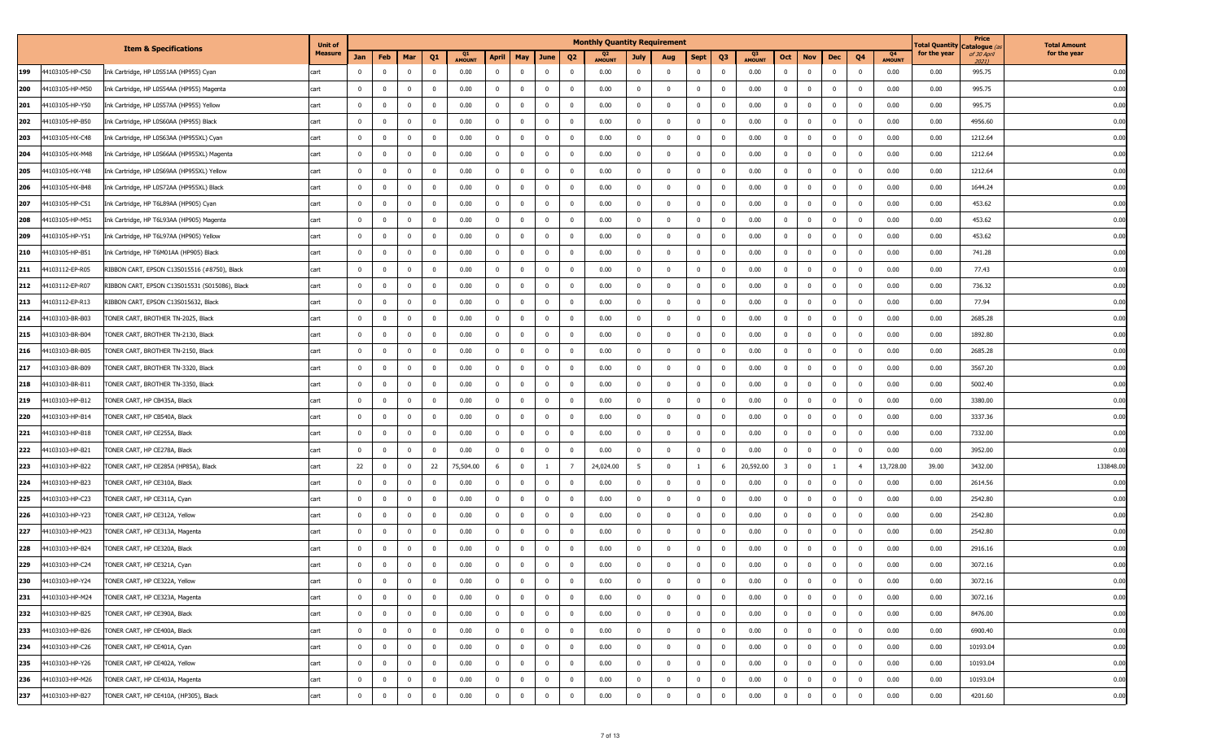| | Item & Specifications | | Unit of Measure | Monthly Quantity Requirement | | | | | | | | | | | | | | | | | | | | | Total Quantity for the year | Price Catalogue (as of 30 April 2021) | Total Amount for the year |
|---|---|---|---|---|---|---|---|---|---|---|---|---|---|---|---|---|---|---|---|---|---|---|---|---|---|---|---|
| | | | | Jan | Feb | Mar | Q1 | Q1 AMOUNT | April | May | June | Q2 | Q2 AMOUNT | July | Aug | Sept | Q3 | Q3 AMOUNT | Oct | Nov | Dec | Q4 | Q4 AMOUNT | | | |
| 199 | 44103105-HP-C50 | Ink Cartridge, HP L0S51AA (HP955) Cyan | cart | 0 | 0 | 0 | 0 | 0.00 | 0 | 0 | 0 | 0 | 0.00 | 0 | 0 | 0 | 0 | 0.00 | 0 | 0 | 0 | 0 | 0.00 | 0.00 | 995.75 | 0.00 |
| 200 | 44103105-HP-M50 | Ink Cartridge, HP L0S54AA (HP955) Magenta | cart | 0 | 0 | 0 | 0 | 0.00 | 0 | 0 | 0 | 0 | 0.00 | 0 | 0 | 0 | 0 | 0.00 | 0 | 0 | 0 | 0 | 0.00 | 0.00 | 995.75 | 0.00 |
| 201 | 44103105-HP-Y50 | Ink Cartridge, HP L0S57AA (HP955) Yellow | cart | 0 | 0 | 0 | 0 | 0.00 | 0 | 0 | 0 | 0 | 0.00 | 0 | 0 | 0 | 0 | 0.00 | 0 | 0 | 0 | 0 | 0.00 | 0.00 | 995.75 | 0.00 |
| 202 | 44103105-HP-B50 | Ink Cartridge, HP L0S60AA (HP955) Black | cart | 0 | 0 | 0 | 0 | 0.00 | 0 | 0 | 0 | 0 | 0.00 | 0 | 0 | 0 | 0 | 0.00 | 0 | 0 | 0 | 0 | 0.00 | 0.00 | 4956.60 | 0.00 |
| 203 | 44103105-HX-C48 | Ink Cartridge, HP L0S63AA (HP955XL) Cyan | cart | 0 | 0 | 0 | 0 | 0.00 | 0 | 0 | 0 | 0 | 0.00 | 0 | 0 | 0 | 0 | 0.00 | 0 | 0 | 0 | 0 | 0.00 | 0.00 | 1212.64 | 0.00 |
| 204 | 44103105-HX-M48 | Ink Cartridge, HP L0S66AA (HP955XL) Magenta | cart | 0 | 0 | 0 | 0 | 0.00 | 0 | 0 | 0 | 0 | 0.00 | 0 | 0 | 0 | 0 | 0.00 | 0 | 0 | 0 | 0 | 0.00 | 0.00 | 1212.64 | 0.00 |
| 205 | 44103105-HX-Y48 | Ink Cartridge, HP L0S69AA (HP955XL) Yellow | cart | 0 | 0 | 0 | 0 | 0.00 | 0 | 0 | 0 | 0 | 0.00 | 0 | 0 | 0 | 0 | 0.00 | 0 | 0 | 0 | 0 | 0.00 | 0.00 | 1212.64 | 0.00 |
| 206 | 44103105-HX-B48 | Ink Cartridge, HP L0S72AA (HP955XL) Black | cart | 0 | 0 | 0 | 0 | 0.00 | 0 | 0 | 0 | 0 | 0.00 | 0 | 0 | 0 | 0 | 0.00 | 0 | 0 | 0 | 0 | 0.00 | 0.00 | 1644.24 | 0.00 |
| 207 | 44103105-HP-C51 | Ink Cartridge, HP T6L89AA (HP905) Cyan | cart | 0 | 0 | 0 | 0 | 0.00 | 0 | 0 | 0 | 0 | 0.00 | 0 | 0 | 0 | 0 | 0.00 | 0 | 0 | 0 | 0 | 0.00 | 0.00 | 453.62 | 0.00 |
| 208 | 44103105-HP-M51 | Ink Cartridge, HP T6L93AA (HP905) Magenta | cart | 0 | 0 | 0 | 0 | 0.00 | 0 | 0 | 0 | 0 | 0.00 | 0 | 0 | 0 | 0 | 0.00 | 0 | 0 | 0 | 0 | 0.00 | 0.00 | 453.62 | 0.00 |
| 209 | 44103105-HP-Y51 | Ink Cartridge, HP T6L97AA (HP905) Yellow | cart | 0 | 0 | 0 | 0 | 0.00 | 0 | 0 | 0 | 0 | 0.00 | 0 | 0 | 0 | 0 | 0.00 | 0 | 0 | 0 | 0 | 0.00 | 0.00 | 453.62 | 0.00 |
| 210 | 44103105-HP-B51 | Ink Cartridge, HP T6M01AA (HP905) Black | cart | 0 | 0 | 0 | 0 | 0.00 | 0 | 0 | 0 | 0 | 0.00 | 0 | 0 | 0 | 0 | 0.00 | 0 | 0 | 0 | 0 | 0.00 | 0.00 | 741.28 | 0.00 |
| 211 | 44103112-EP-R05 | RIBBON CART, EPSON C13S015516 (#8750), Black | cart | 0 | 0 | 0 | 0 | 0.00 | 0 | 0 | 0 | 0 | 0.00 | 0 | 0 | 0 | 0 | 0.00 | 0 | 0 | 0 | 0 | 0.00 | 0.00 | 77.43 | 0.00 |
| 212 | 44103112-EP-R07 | RIBBON CART, EPSON C13S015531 (S015086), Black | cart | 0 | 0 | 0 | 0 | 0.00 | 0 | 0 | 0 | 0 | 0.00 | 0 | 0 | 0 | 0 | 0.00 | 0 | 0 | 0 | 0 | 0.00 | 0.00 | 736.32 | 0.00 |
| 213 | 44103112-EP-R13 | RIBBON CART, EPSON C13S015632, Black | cart | 0 | 0 | 0 | 0 | 0.00 | 0 | 0 | 0 | 0 | 0.00 | 0 | 0 | 0 | 0 | 0.00 | 0 | 0 | 0 | 0 | 0.00 | 0.00 | 77.94 | 0.00 |
| 214 | 44103103-BR-B03 | TONER CART, BROTHER TN-2025, Black | cart | 0 | 0 | 0 | 0 | 0.00 | 0 | 0 | 0 | 0 | 0.00 | 0 | 0 | 0 | 0 | 0.00 | 0 | 0 | 0 | 0 | 0.00 | 0.00 | 2685.28 | 0.00 |
| 215 | 44103103-BR-B04 | TONER CART, BROTHER TN-2130, Black | cart | 0 | 0 | 0 | 0 | 0.00 | 0 | 0 | 0 | 0 | 0.00 | 0 | 0 | 0 | 0 | 0.00 | 0 | 0 | 0 | 0 | 0.00 | 0.00 | 1892.80 | 0.00 |
| 216 | 44103103-BR-B05 | TONER CART, BROTHER TN-2150, Black | cart | 0 | 0 | 0 | 0 | 0.00 | 0 | 0 | 0 | 0 | 0.00 | 0 | 0 | 0 | 0 | 0.00 | 0 | 0 | 0 | 0 | 0.00 | 0.00 | 2685.28 | 0.00 |
| 217 | 44103103-BR-B09 | TONER CART, BROTHER TN-3320, Black | cart | 0 | 0 | 0 | 0 | 0.00 | 0 | 0 | 0 | 0 | 0.00 | 0 | 0 | 0 | 0 | 0.00 | 0 | 0 | 0 | 0 | 0.00 | 0.00 | 3567.20 | 0.00 |
| 218 | 44103103-BR-B11 | TONER CART, BROTHER TN-3350, Black | cart | 0 | 0 | 0 | 0 | 0.00 | 0 | 0 | 0 | 0 | 0.00 | 0 | 0 | 0 | 0 | 0.00 | 0 | 0 | 0 | 0 | 0.00 | 0.00 | 5002.40 | 0.00 |
| 219 | 44103103-HP-B12 | TONER CART, HP CB435A, Black | cart | 0 | 0 | 0 | 0 | 0.00 | 0 | 0 | 0 | 0 | 0.00 | 0 | 0 | 0 | 0 | 0.00 | 0 | 0 | 0 | 0 | 0.00 | 0.00 | 3380.00 | 0.00 |
| 220 | 44103103-HP-B14 | TONER CART, HP CB540A, Black | cart | 0 | 0 | 0 | 0 | 0.00 | 0 | 0 | 0 | 0 | 0.00 | 0 | 0 | 0 | 0 | 0.00 | 0 | 0 | 0 | 0 | 0.00 | 0.00 | 3337.36 | 0.00 |
| 221 | 44103103-HP-B18 | TONER CART, HP CE255A, Black | cart | 0 | 0 | 0 | 0 | 0.00 | 0 | 0 | 0 | 0 | 0.00 | 0 | 0 | 0 | 0 | 0.00 | 0 | 0 | 0 | 0 | 0.00 | 0.00 | 7332.00 | 0.00 |
| 222 | 44103103-HP-B21 | TONER CART, HP CE278A, Black | cart | 0 | 0 | 0 | 0 | 0.00 | 0 | 0 | 0 | 0 | 0.00 | 0 | 0 | 0 | 0 | 0.00 | 0 | 0 | 0 | 0 | 0.00 | 0.00 | 3952.00 | 0.00 |
| 223 | 44103103-HP-B22 | TONER CART, HP CE285A (HP85A), Black | cart | 22 | 0 | 0 | 22 | 75,504.00 | 6 | 0 | 1 | 7 | 24,024.00 | 5 | 0 | 1 | 6 | 20,592.00 | 3 | 0 | 1 | 4 | 13,728.00 | 39.00 | 3432.00 | 133848.00 |
| 224 | 44103103-HP-B23 | TONER CART, HP CE310A, Black | cart | 0 | 0 | 0 | 0 | 0.00 | 0 | 0 | 0 | 0 | 0.00 | 0 | 0 | 0 | 0 | 0.00 | 0 | 0 | 0 | 0 | 0.00 | 0.00 | 2614.56 | 0.00 |
| 225 | 44103103-HP-C23 | TONER CART, HP CE311A, Cyan | cart | 0 | 0 | 0 | 0 | 0.00 | 0 | 0 | 0 | 0 | 0.00 | 0 | 0 | 0 | 0 | 0.00 | 0 | 0 | 0 | 0 | 0.00 | 0.00 | 2542.80 | 0.00 |
| 226 | 44103103-HP-Y23 | TONER CART, HP CE312A, Yellow | cart | 0 | 0 | 0 | 0 | 0.00 | 0 | 0 | 0 | 0 | 0.00 | 0 | 0 | 0 | 0 | 0.00 | 0 | 0 | 0 | 0 | 0.00 | 0.00 | 2542.80 | 0.00 |
| 227 | 44103103-HP-M23 | TONER CART, HP CE313A, Magenta | cart | 0 | 0 | 0 | 0 | 0.00 | 0 | 0 | 0 | 0 | 0.00 | 0 | 0 | 0 | 0 | 0.00 | 0 | 0 | 0 | 0 | 0.00 | 0.00 | 2542.80 | 0.00 |
| 228 | 44103103-HP-B24 | TONER CART, HP CE320A, Black | cart | 0 | 0 | 0 | 0 | 0.00 | 0 | 0 | 0 | 0 | 0.00 | 0 | 0 | 0 | 0 | 0.00 | 0 | 0 | 0 | 0 | 0.00 | 0.00 | 2916.16 | 0.00 |
| 229 | 44103103-HP-C24 | TONER CART, HP CE321A, Cyan | cart | 0 | 0 | 0 | 0 | 0.00 | 0 | 0 | 0 | 0 | 0.00 | 0 | 0 | 0 | 0 | 0.00 | 0 | 0 | 0 | 0 | 0.00 | 0.00 | 3072.16 | 0.00 |
| 230 | 44103103-HP-Y24 | TONER CART, HP CE322A, Yellow | cart | 0 | 0 | 0 | 0 | 0.00 | 0 | 0 | 0 | 0 | 0.00 | 0 | 0 | 0 | 0 | 0.00 | 0 | 0 | 0 | 0 | 0.00 | 0.00 | 3072.16 | 0.00 |
| 231 | 44103103-HP-M24 | TONER CART, HP CE323A, Magenta | cart | 0 | 0 | 0 | 0 | 0.00 | 0 | 0 | 0 | 0 | 0.00 | 0 | 0 | 0 | 0 | 0.00 | 0 | 0 | 0 | 0 | 0.00 | 0.00 | 3072.16 | 0.00 |
| 232 | 44103103-HP-B25 | TONER CART, HP CE390A, Black | cart | 0 | 0 | 0 | 0 | 0.00 | 0 | 0 | 0 | 0 | 0.00 | 0 | 0 | 0 | 0 | 0.00 | 0 | 0 | 0 | 0 | 0.00 | 0.00 | 8476.00 | 0.00 |
| 233 | 44103103-HP-B26 | TONER CART, HP CE400A, Black | cart | 0 | 0 | 0 | 0 | 0.00 | 0 | 0 | 0 | 0 | 0.00 | 0 | 0 | 0 | 0 | 0.00 | 0 | 0 | 0 | 0 | 0.00 | 0.00 | 6900.40 | 0.00 |
| 234 | 44103103-HP-C26 | TONER CART, HP CE401A, Cyan | cart | 0 | 0 | 0 | 0 | 0.00 | 0 | 0 | 0 | 0 | 0.00 | 0 | 0 | 0 | 0 | 0.00 | 0 | 0 | 0 | 0 | 0.00 | 0.00 | 10193.04 | 0.00 |
| 235 | 44103103-HP-Y26 | TONER CART, HP CE402A, Yellow | cart | 0 | 0 | 0 | 0 | 0.00 | 0 | 0 | 0 | 0 | 0.00 | 0 | 0 | 0 | 0 | 0.00 | 0 | 0 | 0 | 0 | 0.00 | 0.00 | 10193.04 | 0.00 |
| 236 | 44103103-HP-M26 | TONER CART, HP CE403A, Magenta | cart | 0 | 0 | 0 | 0 | 0.00 | 0 | 0 | 0 | 0 | 0.00 | 0 | 0 | 0 | 0 | 0.00 | 0 | 0 | 0 | 0 | 0.00 | 0.00 | 10193.04 | 0.00 |
| 237 | 44103103-HP-B27 | TONER CART, HP CE410A, (HP305), Black | cart | 0 | 0 | 0 | 0 | 0.00 | 0 | 0 | 0 | 0 | 0.00 | 0 | 0 | 0 | 0 | 0.00 | 0 | 0 | 0 | 0 | 0.00 | 0.00 | 4201.60 | 0.00 |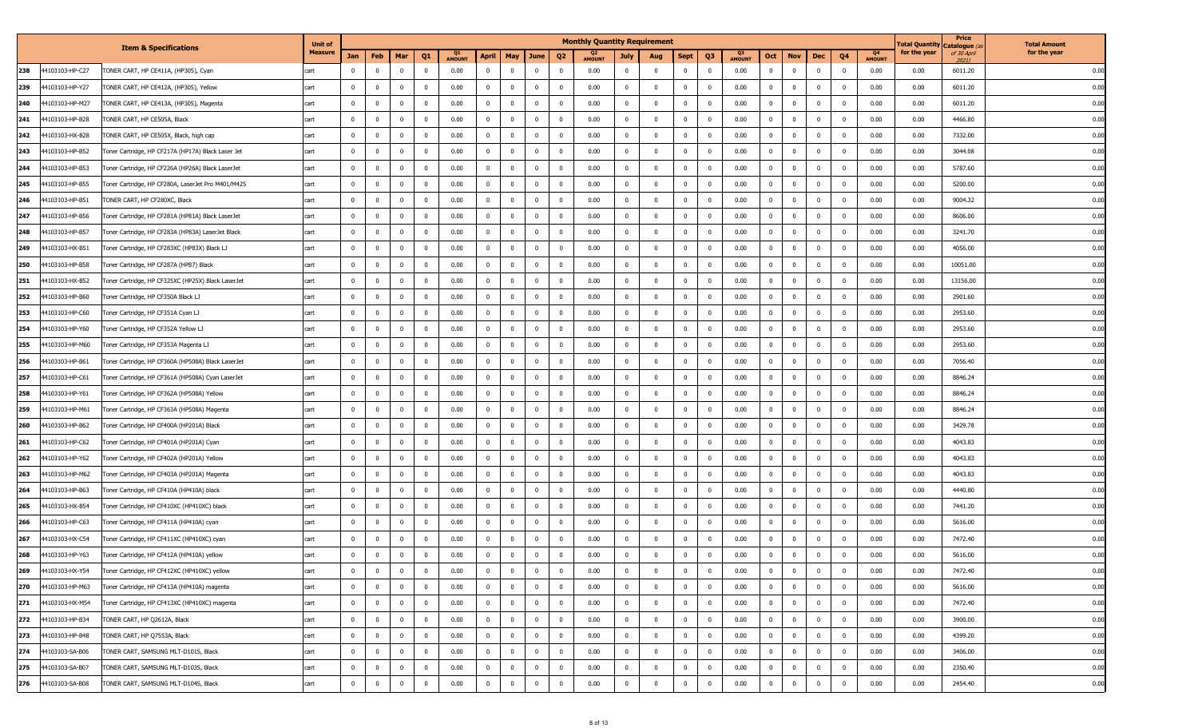| | | Item & Specifications | Unit of Measure | Monthly Quantity Requirement | | | | | | | | | | | | | | | | | | | | | | Total Quantity for the year | Price Catalogue (as of 30 April 2021) | Total Amount for the year |
|---|---|---|---|---|---|---|---|---|---|---|---|---|---|---|---|---|---|---|---|---|---|---|---|---|---|---|---|---|
| | | | | Jan | Feb | Mar | Q1 | Q1 AMOUNT | April | May | June | Q2 | Q2 AMOUNT | July | Aug | Sept | Q3 | Q3 AMOUNT | Oct | Nov | Dec | Q4 | Q4 AMOUNT | | | |
| 238 | 44103103-HP-C27 | TONER CART, HP CE411A, (HP305), Cyan | cart | 0 | 0 | 0 | 0 | 0.00 | 0 | 0 | 0 | 0 | 0.00 | 0 | 0 | 0 | 0 | 0.00 | 0 | 0 | 0 | 0 | 0.00 | 0.00 | 6011.20 | 0.00 |
| 239 | 44103103-HP-Y27 | TONER CART, HP CE412A, (HP305), Yellow | cart | 0 | 0 | 0 | 0 | 0.00 | 0 | 0 | 0 | 0 | 0.00 | 0 | 0 | 0 | 0 | 0.00 | 0 | 0 | 0 | 0 | 0.00 | 0.00 | 6011.20 | 0.00 |
| 240 | 44103103-HP-M27 | TONER CART, HP CE413A, (HP305), Magenta | cart | 0 | 0 | 0 | 0 | 0.00 | 0 | 0 | 0 | 0 | 0.00 | 0 | 0 | 0 | 0 | 0.00 | 0 | 0 | 0 | 0 | 0.00 | 0.00 | 6011.20 | 0.00 |
| 241 | 44103103-HP-B28 | TONER CART, HP CE505A, Black | cart | 0 | 0 | 0 | 0 | 0.00 | 0 | 0 | 0 | 0 | 0.00 | 0 | 0 | 0 | 0 | 0.00 | 0 | 0 | 0 | 0 | 0.00 | 0.00 | 4466.80 | 0.00 |
| 242 | 44103103-HX-B28 | TONER CART, HP CE505X, Black, high cap | cart | 0 | 0 | 0 | 0 | 0.00 | 0 | 0 | 0 | 0 | 0.00 | 0 | 0 | 0 | 0 | 0.00 | 0 | 0 | 0 | 0 | 0.00 | 0.00 | 7332.00 | 0.00 |
| 243 | 44103103-HP-B52 | Toner Cartridge, HP CF217A (HP17A) Black Laser Jet | cart | 0 | 0 | 0 | 0 | 0.00 | 0 | 0 | 0 | 0 | 0.00 | 0 | 0 | 0 | 0 | 0.00 | 0 | 0 | 0 | 0 | 0.00 | 0.00 | 3044.08 | 0.00 |
| 244 | 44103103-HP-B53 | Toner Cartridge, HP CF226A (HP26A) Black LaserJet | cart | 0 | 0 | 0 | 0 | 0.00 | 0 | 0 | 0 | 0 | 0.00 | 0 | 0 | 0 | 0 | 0.00 | 0 | 0 | 0 | 0 | 0.00 | 0.00 | 5787.60 | 0.00 |
| 245 | 44103103-HP-B55 | Toner Cartridge, HP CF280A, LaserJet Pro M401/M425 | cart | 0 | 0 | 0 | 0 | 0.00 | 0 | 0 | 0 | 0 | 0.00 | 0 | 0 | 0 | 0 | 0.00 | 0 | 0 | 0 | 0 | 0.00 | 0.00 | 5200.00 | 0.00 |
| 246 | 44103103-HP-B51 | TONER CART, HP CF280XC, Black | cart | 0 | 0 | 0 | 0 | 0.00 | 0 | 0 | 0 | 0 | 0.00 | 0 | 0 | 0 | 0 | 0.00 | 0 | 0 | 0 | 0 | 0.00 | 0.00 | 9004.32 | 0.00 |
| 247 | 44103103-HP-B56 | Toner Cartridge, HP CF281A (HP81A) Black LaserJet | cart | 0 | 0 | 0 | 0 | 0.00 | 0 | 0 | 0 | 0 | 0.00 | 0 | 0 | 0 | 0 | 0.00 | 0 | 0 | 0 | 0 | 0.00 | 0.00 | 8606.00 | 0.00 |
| 248 | 44103103-HP-B57 | Toner Cartridge, HP CF283A (HP83A) LaserJet Black | cart | 0 | 0 | 0 | 0 | 0.00 | 0 | 0 | 0 | 0 | 0.00 | 0 | 0 | 0 | 0 | 0.00 | 0 | 0 | 0 | 0 | 0.00 | 0.00 | 3241.70 | 0.00 |
| 249 | 44103103-HX-B51 | Toner Cartridge, HP CF283XC (HP83X) Black LJ | cart | 0 | 0 | 0 | 0 | 0.00 | 0 | 0 | 0 | 0 | 0.00 | 0 | 0 | 0 | 0 | 0.00 | 0 | 0 | 0 | 0 | 0.00 | 0.00 | 4056.00 | 0.00 |
| 250 | 44103103-HP-B58 | Toner Cartridge, HP CF287A (HP87) Black | cart | 0 | 0 | 0 | 0 | 0.00 | 0 | 0 | 0 | 0 | 0.00 | 0 | 0 | 0 | 0 | 0.00 | 0 | 0 | 0 | 0 | 0.00 | 0.00 | 10051.00 | 0.00 |
| 251 | 44103103-HX-B52 | Toner Cartridge, HP CF325XC (HP25X) Black LaserJet | cart | 0 | 0 | 0 | 0 | 0.00 | 0 | 0 | 0 | 0 | 0.00 | 0 | 0 | 0 | 0 | 0.00 | 0 | 0 | 0 | 0 | 0.00 | 0.00 | 13156.00 | 0.00 |
| 252 | 44103103-HP-B60 | Toner Cartridge, HP CF350A Black LJ | cart | 0 | 0 | 0 | 0 | 0.00 | 0 | 0 | 0 | 0 | 0.00 | 0 | 0 | 0 | 0 | 0.00 | 0 | 0 | 0 | 0 | 0.00 | 0.00 | 2901.60 | 0.00 |
| 253 | 44103103-HP-C60 | Toner Cartridge, HP CF351A Cyan LJ | cart | 0 | 0 | 0 | 0 | 0.00 | 0 | 0 | 0 | 0 | 0.00 | 0 | 0 | 0 | 0 | 0.00 | 0 | 0 | 0 | 0 | 0.00 | 0.00 | 2953.60 | 0.00 |
| 254 | 44103103-HP-Y60 | Toner Cartridge, HP CF352A Yellow LJ | cart | 0 | 0 | 0 | 0 | 0.00 | 0 | 0 | 0 | 0 | 0.00 | 0 | 0 | 0 | 0 | 0.00 | 0 | 0 | 0 | 0 | 0.00 | 0.00 | 2953.60 | 0.00 |
| 255 | 44103103-HP-M60 | Toner Cartridge, HP CF353A Magenta LJ | cart | 0 | 0 | 0 | 0 | 0.00 | 0 | 0 | 0 | 0 | 0.00 | 0 | 0 | 0 | 0 | 0.00 | 0 | 0 | 0 | 0 | 0.00 | 0.00 | 2953.60 | 0.00 |
| 256 | 44103103-HP-B61 | Toner Cartridge, HP CF360A (HP508A) Black LaserJet | cart | 0 | 0 | 0 | 0 | 0.00 | 0 | 0 | 0 | 0 | 0.00 | 0 | 0 | 0 | 0 | 0.00 | 0 | 0 | 0 | 0 | 0.00 | 0.00 | 7056.40 | 0.00 |
| 257 | 44103103-HP-C61 | Toner Cartridge, HP CF361A (HP508A) Cyan LaserJet | cart | 0 | 0 | 0 | 0 | 0.00 | 0 | 0 | 0 | 0 | 0.00 | 0 | 0 | 0 | 0 | 0.00 | 0 | 0 | 0 | 0 | 0.00 | 0.00 | 8846.24 | 0.00 |
| 258 | 44103103-HP-Y61 | Toner Cartridge, HP CF362A (HP508A) Yellow | cart | 0 | 0 | 0 | 0 | 0.00 | 0 | 0 | 0 | 0 | 0.00 | 0 | 0 | 0 | 0 | 0.00 | 0 | 0 | 0 | 0 | 0.00 | 0.00 | 8846.24 | 0.00 |
| 259 | 44103103-HP-M61 | Toner Cartridge, HP CF363A (HP508A) Magenta | cart | 0 | 0 | 0 | 0 | 0.00 | 0 | 0 | 0 | 0 | 0.00 | 0 | 0 | 0 | 0 | 0.00 | 0 | 0 | 0 | 0 | 0.00 | 0.00 | 8846.24 | 0.00 |
| 260 | 44103103-HP-B62 | Toner Cartridge, HP CF400A (HP201A) Black | cart | 0 | 0 | 0 | 0 | 0.00 | 0 | 0 | 0 | 0 | 0.00 | 0 | 0 | 0 | 0 | 0.00 | 0 | 0 | 0 | 0 | 0.00 | 0.00 | 3429.78 | 0.00 |
| 261 | 44103103-HP-C62 | Toner Cartridge, HP CF401A (HP201A) Cyan | cart | 0 | 0 | 0 | 0 | 0.00 | 0 | 0 | 0 | 0 | 0.00 | 0 | 0 | 0 | 0 | 0.00 | 0 | 0 | 0 | 0 | 0.00 | 0.00 | 4043.83 | 0.00 |
| 262 | 44103103-HP-Y62 | Toner Cartridge, HP CF402A (HP201A) Yellow | cart | 0 | 0 | 0 | 0 | 0.00 | 0 | 0 | 0 | 0 | 0.00 | 0 | 0 | 0 | 0 | 0.00 | 0 | 0 | 0 | 0 | 0.00 | 0.00 | 4043.83 | 0.00 |
| 263 | 44103103-HP-M62 | Toner Cartridge, HP CF403A (HP201A) Magenta | cart | 0 | 0 | 0 | 0 | 0.00 | 0 | 0 | 0 | 0 | 0.00 | 0 | 0 | 0 | 0 | 0.00 | 0 | 0 | 0 | 0 | 0.00 | 0.00 | 4043.83 | 0.00 |
| 264 | 44103103-HP-B63 | Toner Cartridge, HP CF410A (HP410A) black | cart | 0 | 0 | 0 | 0 | 0.00 | 0 | 0 | 0 | 0 | 0.00 | 0 | 0 | 0 | 0 | 0.00 | 0 | 0 | 0 | 0 | 0.00 | 0.00 | 4440.80 | 0.00 |
| 265 | 44103103-HX-B54 | Toner Cartridge, HP CF410XC (HP410XC) black | cart | 0 | 0 | 0 | 0 | 0.00 | 0 | 0 | 0 | 0 | 0.00 | 0 | 0 | 0 | 0 | 0.00 | 0 | 0 | 0 | 0 | 0.00 | 0.00 | 7441.20 | 0.00 |
| 266 | 44103103-HP-C63 | Toner Cartridge, HP CF411A (HP410A) cyan | cart | 0 | 0 | 0 | 0 | 0.00 | 0 | 0 | 0 | 0 | 0.00 | 0 | 0 | 0 | 0 | 0.00 | 0 | 0 | 0 | 0 | 0.00 | 0.00 | 5616.00 | 0.00 |
| 267 | 44103103-HX-C54 | Toner Cartridge, HP CF411XC (HP410XC) cyan | cart | 0 | 0 | 0 | 0 | 0.00 | 0 | 0 | 0 | 0 | 0.00 | 0 | 0 | 0 | 0 | 0.00 | 0 | 0 | 0 | 0 | 0.00 | 0.00 | 7472.40 | 0.00 |
| 268 | 44103103-HP-Y63 | Toner Cartridge, HP CF412A (HP410A) yellow | cart | 0 | 0 | 0 | 0 | 0.00 | 0 | 0 | 0 | 0 | 0.00 | 0 | 0 | 0 | 0 | 0.00 | 0 | 0 | 0 | 0 | 0.00 | 0.00 | 5616.00 | 0.00 |
| 269 | 44103103-HX-Y54 | Toner Cartridge, HP CF412XC (HP410XC) yellow | cart | 0 | 0 | 0 | 0 | 0.00 | 0 | 0 | 0 | 0 | 0.00 | 0 | 0 | 0 | 0 | 0.00 | 0 | 0 | 0 | 0 | 0.00 | 0.00 | 7472.40 | 0.00 |
| 270 | 44103103-HP-M63 | Toner Cartridge, HP CF413A (HP410A) magenta | cart | 0 | 0 | 0 | 0 | 0.00 | 0 | 0 | 0 | 0 | 0.00 | 0 | 0 | 0 | 0 | 0.00 | 0 | 0 | 0 | 0 | 0.00 | 0.00 | 5616.00 | 0.00 |
| 271 | 44103103-HX-M54 | Toner Cartridge, HP CF413XC (HP410XC) magenta | cart | 0 | 0 | 0 | 0 | 0.00 | 0 | 0 | 0 | 0 | 0.00 | 0 | 0 | 0 | 0 | 0.00 | 0 | 0 | 0 | 0 | 0.00 | 0.00 | 7472.40 | 0.00 |
| 272 | 44103103-HP-B34 | TONER CART, HP Q2612A, Black | cart | 0 | 0 | 0 | 0 | 0.00 | 0 | 0 | 0 | 0 | 0.00 | 0 | 0 | 0 | 0 | 0.00 | 0 | 0 | 0 | 0 | 0.00 | 0.00 | 3900.00 | 0.00 |
| 273 | 44103103-HP-B48 | TONER CART, HP Q7553A, Black | cart | 0 | 0 | 0 | 0 | 0.00 | 0 | 0 | 0 | 0 | 0.00 | 0 | 0 | 0 | 0 | 0.00 | 0 | 0 | 0 | 0 | 0.00 | 0.00 | 4399.20 | 0.00 |
| 274 | 44103103-SA-B06 | TONER CART, SAMSUNG MLT-D101S, Black | cart | 0 | 0 | 0 | 0 | 0.00 | 0 | 0 | 0 | 0 | 0.00 | 0 | 0 | 0 | 0 | 0.00 | 0 | 0 | 0 | 0 | 0.00 | 0.00 | 3406.00 | 0.00 |
| 275 | 44103103-SA-B07 | TONER CART, SAMSUNG MLT-D103S, Black | cart | 0 | 0 | 0 | 0 | 0.00 | 0 | 0 | 0 | 0 | 0.00 | 0 | 0 | 0 | 0 | 0.00 | 0 | 0 | 0 | 0 | 0.00 | 0.00 | 2350.40 | 0.00 |
| 276 | 44103103-SA-B08 | TONER CART, SAMSUNG MLT-D104S, Black | cart | 0 | 0 | 0 | 0 | 0.00 | 0 | 0 | 0 | 0 | 0.00 | 0 | 0 | 0 | 0 | 0.00 | 0 | 0 | 0 | 0 | 0.00 | 0.00 | 2454.40 | 0.00 |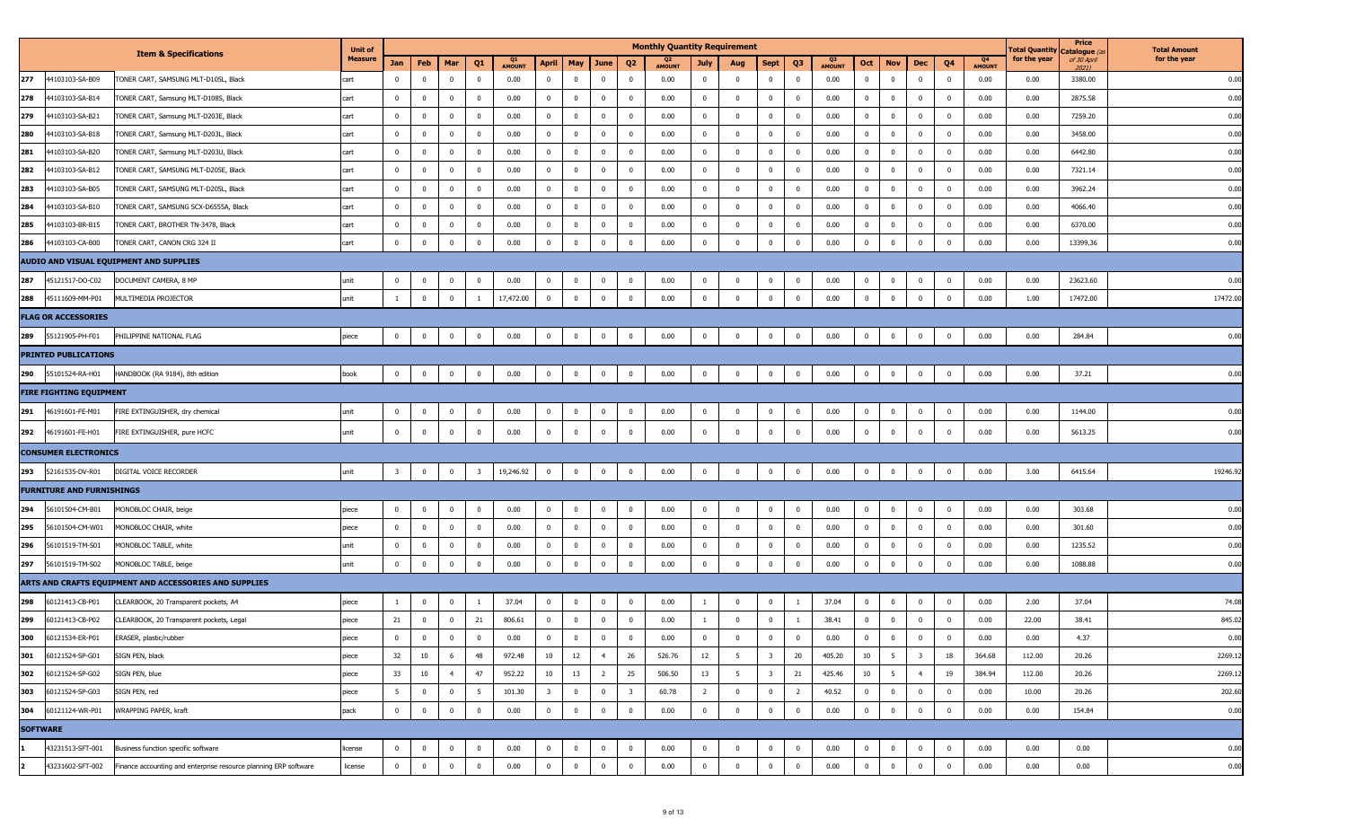| | Item & Specifications | | Unit of Measure | Monthly Quantity Requirement | | | | | | | | | | | | | | | | | | | | | Total Quantity for the year | Price Catalogue (as of 30 April 2021) | Total Amount for the year |
|---|---|---|---|---|---|---|---|---|---|---|---|---|---|---|---|---|---|---|---|---|---|---|---|---|---|---|---|
| | | | | Jan | Feb | Mar | Q1 | Q1 AMOUNT | April | May | June | Q2 | Q2 AMOUNT | July | Aug | Sept | Q3 | Q3 AMOUNT | Oct | Nov | Dec | Q4 | Q4 AMOUNT | | | |
| 277 | 44103103-SA-B09 | TONER CART, SAMSUNG MLT-D105L, Black | cart | 0 | 0 | 0 | 0 | 0.00 | 0 | 0 | 0 | 0 | 0.00 | 0 | 0 | 0 | 0 | 0.00 | 0 | 0 | 0 | 0 | 0.00 | 0.00 | 3380.00 | 0.00 |
| 278 | 44103103-SA-B14 | TONER CART, Samsung MLT-D108S, Black | cart | 0 | 0 | 0 | 0 | 0.00 | 0 | 0 | 0 | 0 | 0.00 | 0 | 0 | 0 | 0 | 0.00 | 0 | 0 | 0 | 0 | 0.00 | 0.00 | 2875.58 | 0.00 |
| 279 | 44103103-SA-B21 | TONER CART, Samsung MLT-D203E, Black | cart | 0 | 0 | 0 | 0 | 0.00 | 0 | 0 | 0 | 0 | 0.00 | 0 | 0 | 0 | 0 | 0.00 | 0 | 0 | 0 | 0 | 0.00 | 0.00 | 7259.20 | 0.00 |
| 280 | 44103103-SA-B18 | TONER CART, Samsung MLT-D203L, Black | cart | 0 | 0 | 0 | 0 | 0.00 | 0 | 0 | 0 | 0 | 0.00 | 0 | 0 | 0 | 0 | 0.00 | 0 | 0 | 0 | 0 | 0.00 | 0.00 | 3458.00 | 0.00 |
| 281 | 44103103-SA-B20 | TONER CART, Samsung MLT-D203U, Black | cart | 0 | 0 | 0 | 0 | 0.00 | 0 | 0 | 0 | 0 | 0.00 | 0 | 0 | 0 | 0 | 0.00 | 0 | 0 | 0 | 0 | 0.00 | 0.00 | 6442.80 | 0.00 |
| 282 | 44103103-SA-B12 | TONER CART, SAMSUNG MLT-D205E, Black | cart | 0 | 0 | 0 | 0 | 0.00 | 0 | 0 | 0 | 0 | 0.00 | 0 | 0 | 0 | 0 | 0.00 | 0 | 0 | 0 | 0 | 0.00 | 0.00 | 7321.14 | 0.00 |
| 283 | 44103103-SA-B05 | TONER CART, SAMSUNG MLT-D205L, Black | cart | 0 | 0 | 0 | 0 | 0.00 | 0 | 0 | 0 | 0 | 0.00 | 0 | 0 | 0 | 0 | 0.00 | 0 | 0 | 0 | 0 | 0.00 | 0.00 | 3962.24 | 0.00 |
| 284 | 44103103-SA-B10 | TONER CART, SAMSUNG SCX-D6555A, Black | cart | 0 | 0 | 0 | 0 | 0.00 | 0 | 0 | 0 | 0 | 0.00 | 0 | 0 | 0 | 0 | 0.00 | 0 | 0 | 0 | 0 | 0.00 | 0.00 | 4066.40 | 0.00 |
| 285 | 44103103-BR-B15 | TONER CART, BROTHER TN-3478, Black | cart | 0 | 0 | 0 | 0 | 0.00 | 0 | 0 | 0 | 0 | 0.00 | 0 | 0 | 0 | 0 | 0.00 | 0 | 0 | 0 | 0 | 0.00 | 0.00 | 6370.00 | 0.00 |
| 286 | 44103103-CA-B00 | TONER CART, CANON CRG 324 II | cart | 0 | 0 | 0 | 0 | 0.00 | 0 | 0 | 0 | 0 | 0.00 | 0 | 0 | 0 | 0 | 0.00 | 0 | 0 | 0 | 0 | 0.00 | 0.00 | 13399.36 | 0.00 |
| **AUDIO AND VISUAL EQUIPMENT AND SUPPLIES** | | | | | | | | | | | | | | | | | | | | | | | | | | |
| 287 | 45121517-DO-C02 | DOCUMENT CAMERA, 8 MP | unit | 0 | 0 | 0 | 0 | 0.00 | 0 | 0 | 0 | 0 | 0.00 | 0 | 0 | 0 | 0 | 0.00 | 0 | 0 | 0 | 0 | 0.00 | 0.00 | 23623.60 | 0.00 |
| 288 | 45111609-MM-P01 | MULTIMEDIA PROJECTOR | unit | 1 | 0 | 0 | 1 | 17,472.00 | 0 | 0 | 0 | 0 | 0.00 | 0 | 0 | 0 | 0 | 0.00 | 0 | 0 | 0 | 0 | 0.00 | 1.00 | 17472.00 | 17472.00 |
| **FLAG OR ACCESSORIES** | | | | | | | | | | | | | | | | | | | | | | | | | | |
| 289 | 55121905-PH-F01 | PHILIPPINE NATIONAL FLAG | piece | 0 | 0 | 0 | 0 | 0.00 | 0 | 0 | 0 | 0 | 0.00 | 0 | 0 | 0 | 0 | 0.00 | 0 | 0 | 0 | 0 | 0.00 | 0.00 | 284.84 | 0.00 |
| **PRINTED PUBLICATIONS** | | | | | | | | | | | | | | | | | | | | | | | | | | |
| 290 | 55101524-RA-H01 | HANDBOOK (RA 9184), 8th edition | book | 0 | 0 | 0 | 0 | 0.00 | 0 | 0 | 0 | 0 | 0.00 | 0 | 0 | 0 | 0 | 0.00 | 0 | 0 | 0 | 0 | 0.00 | 0.00 | 37.21 | 0.00 |
| **FIRE FIGHTING EQUIPMENT** | | | | | | | | | | | | | | | | | | | | | | | | | | |
| 291 | 46191601-FE-M01 | FIRE EXTINGUISHER, dry chemical | unit | 0 | 0 | 0 | 0 | 0.00 | 0 | 0 | 0 | 0 | 0.00 | 0 | 0 | 0 | 0 | 0.00 | 0 | 0 | 0 | 0 | 0.00 | 0.00 | 1144.00 | 0.00 |
| 292 | 46191601-FE-H01 | FIRE EXTINGUISHER, pure HCFC | unit | 0 | 0 | 0 | 0 | 0.00 | 0 | 0 | 0 | 0 | 0.00 | 0 | 0 | 0 | 0 | 0.00 | 0 | 0 | 0 | 0 | 0.00 | 0.00 | 5613.25 | 0.00 |
| **CONSUMER ELECTRONICS** | | | | | | | | | | | | | | | | | | | | | | | | | | |
| 293 | 52161535-DV-R01 | DIGITAL VOICE RECORDER | unit | 3 | 0 | 0 | 3 | 19,246.92 | 0 | 0 | 0 | 0 | 0.00 | 0 | 0 | 0 | 0 | 0.00 | 0 | 0 | 0 | 0 | 0.00 | 3.00 | 6415.64 | 19246.92 |
| **FURNITURE AND FURNISHINGS** | | | | | | | | | | | | | | | | | | | | | | | | | | |
| 294 | 56101504-CM-B01 | MONOBLOC CHAIR, beige | piece | 0 | 0 | 0 | 0 | 0.00 | 0 | 0 | 0 | 0 | 0.00 | 0 | 0 | 0 | 0 | 0.00 | 0 | 0 | 0 | 0 | 0.00 | 0.00 | 303.68 | 0.00 |
| 295 | 56101504-CM-W01 | MONOBLOC CHAIR, white | piece | 0 | 0 | 0 | 0 | 0.00 | 0 | 0 | 0 | 0 | 0.00 | 0 | 0 | 0 | 0 | 0.00 | 0 | 0 | 0 | 0 | 0.00 | 0.00 | 301.60 | 0.00 |
| 296 | 56101519-TM-S01 | MONOBLOC TABLE, white | unit | 0 | 0 | 0 | 0 | 0.00 | 0 | 0 | 0 | 0 | 0.00 | 0 | 0 | 0 | 0 | 0.00 | 0 | 0 | 0 | 0 | 0.00 | 0.00 | 1235.52 | 0.00 |
| 297 | 56101519-TM-S02 | MONOBLOC TABLE, beige | unit | 0 | 0 | 0 | 0 | 0.00 | 0 | 0 | 0 | 0 | 0.00 | 0 | 0 | 0 | 0 | 0.00 | 0 | 0 | 0 | 0 | 0.00 | 0.00 | 1088.88 | 0.00 |
| **ARTS AND CRAFTS EQUIPMENT AND ACCESSORIES AND SUPPLIES** | | | | | | | | | | | | | | | | | | | | | | | | | | |
| 298 | 60121413-CB-P01 | CLEARBOOK, 20 Transparent pockets, A4 | piece | 1 | 0 | 0 | 1 | 37.04 | 0 | 0 | 0 | 0 | 0.00 | 1 | 0 | 0 | 1 | 37.04 | 0 | 0 | 0 | 0 | 0.00 | 2.00 | 37.04 | 74.08 |
| 299 | 60121413-CB-P02 | CLEARBOOK, 20 Transparent pockets, Legal | piece | 21 | 0 | 0 | 21 | 806.61 | 0 | 0 | 0 | 0 | 0.00 | 1 | 0 | 0 | 1 | 38.41 | 0 | 0 | 0 | 0 | 0.00 | 22.00 | 38.41 | 845.02 |
| 300 | 60121534-ER-P01 | ERASER, plastic/rubber | piece | 0 | 0 | 0 | 0 | 0.00 | 0 | 0 | 0 | 0 | 0.00 | 0 | 0 | 0 | 0 | 0.00 | 0 | 0 | 0 | 0 | 0.00 | 0.00 | 4.37 | 0.00 |
| 301 | 60121524-SP-G01 | SIGN PEN, black | piece | 32 | 10 | 6 | 48 | 972.48 | 10 | 12 | 4 | 26 | 526.76 | 12 | 5 | 3 | 20 | 405.20 | 10 | 5 | 3 | 18 | 364.68 | 112.00 | 20.26 | 2269.12 |
| 302 | 60121524-SP-G02 | SIGN PEN, blue | piece | 33 | 10 | 4 | 47 | 952.22 | 10 | 13 | 2 | 25 | 506.50 | 13 | 5 | 3 | 21 | 425.46 | 10 | 5 | 4 | 19 | 384.94 | 112.00 | 20.26 | 2269.12 |
| 303 | 60121524-SP-G03 | SIGN PEN, red | piece | 5 | 0 | 0 | 5 | 101.30 | 3 | 0 | 0 | 3 | 60.78 | 2 | 0 | 0 | 2 | 40.52 | 0 | 0 | 0 | 0 | 0.00 | 10.00 | 20.26 | 202.60 |
| 304 | 60121124-WR-P01 | WRAPPING PAPER, kraft | pack | 0 | 0 | 0 | 0 | 0.00 | 0 | 0 | 0 | 0 | 0.00 | 0 | 0 | 0 | 0 | 0.00 | 0 | 0 | 0 | 0 | 0.00 | 0.00 | 154.84 | 0.00 |
| **SOFTWARE** | | | | | | | | | | | | | | | | | | | | | | | | | | |
| 1 | 43231513-SFT-001 | Business function specific software | license | 0 | 0 | 0 | 0 | 0.00 | 0 | 0 | 0 | 0 | 0.00 | 0 | 0 | 0 | 0 | 0.00 | 0 | 0 | 0 | 0 | 0.00 | 0.00 | 0.00 | 0.00 |
| 2 | 43231602-SFT-002 | Finance accounting and enterprise resource planning ERP software | license | 0 | 0 | 0 | 0 | 0.00 | 0 | 0 | 0 | 0 | 0.00 | 0 | 0 | 0 | 0 | 0.00 | 0 | 0 | 0 | 0 | 0.00 | 0.00 | 0.00 | 0.00 |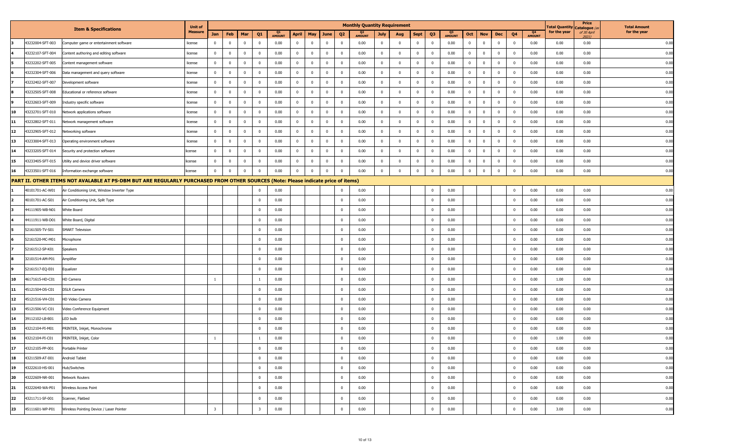| | | Item & Specifications | Unit of Measure | Monthly Quantity Requirement | | | | | | | | | | | | | | | | | | | | Total Quantity for the year | Price Catalogue (as of 30 April 2021) | Total Amount for the year |
|---|---|---|---|---|---|---|---|---|---|---|---|---|---|---|---|---|---|---|---|---|---|---|---|---|---|---|
| | | | | Jan | Feb | Mar | Q1 | Q1 AMOUNT | April | May | June | Q2 | Q2 AMOUNT | July | Aug | Sept | Q3 | Q3 AMOUNT | Oct | Nov | Dec | Q4 | Q4 AMOUNT | | | |
| 3 | 43232004-SFT-003 | Computer game or entertainment software | license | 0 | 0 | 0 | 0 | 0.00 | 0 | 0 | 0 | 0 | 0.00 | 0 | 0 | 0 | 0 | 0.00 | 0 | 0 | 0 | 0 | 0.00 | 0.00 | 0.00 | 0.00 |
| 4 | 43232107-SFT-004 | Content authoring and editing software | license | 0 | 0 | 0 | 0 | 0.00 | 0 | 0 | 0 | 0 | 0.00 | 0 | 0 | 0 | 0 | 0.00 | 0 | 0 | 0 | 0 | 0.00 | 0.00 | 0.00 | 0.00 |
| 5 | 43232202-SFT-005 | Content management software | license | 0 | 0 | 0 | 0 | 0.00 | 0 | 0 | 0 | 0 | 0.00 | 0 | 0 | 0 | 0 | 0.00 | 0 | 0 | 0 | 0 | 0.00 | 0.00 | 0.00 | 0.00 |
| 6 | 43232304-SFT-006 | Data management and query software | license | 0 | 0 | 0 | 0 | 0.00 | 0 | 0 | 0 | 0 | 0.00 | 0 | 0 | 0 | 0 | 0.00 | 0 | 0 | 0 | 0 | 0.00 | 0.00 | 0.00 | 0.00 |
| 7 | 43232402-SFT-007 | Development software | license | 0 | 0 | 0 | 0 | 0.00 | 0 | 0 | 0 | 0 | 0.00 | 0 | 0 | 0 | 0 | 0.00 | 0 | 0 | 0 | 0 | 0.00 | 0.00 | 0.00 | 0.00 |
| 8 | 43232505-SFT-008 | Educational or reference software | license | 0 | 0 | 0 | 0 | 0.00 | 0 | 0 | 0 | 0 | 0.00 | 0 | 0 | 0 | 0 | 0.00 | 0 | 0 | 0 | 0 | 0.00 | 0.00 | 0.00 | 0.00 |
| 9 | 43232603-SFT-009 | Industry specific software | license | 0 | 0 | 0 | 0 | 0.00 | 0 | 0 | 0 | 0 | 0.00 | 0 | 0 | 0 | 0 | 0.00 | 0 | 0 | 0 | 0 | 0.00 | 0.00 | 0.00 | 0.00 |
| 10 | 43232701-SFT-010 | Network applications software | license | 0 | 0 | 0 | 0 | 0.00 | 0 | 0 | 0 | 0 | 0.00 | 0 | 0 | 0 | 0 | 0.00 | 0 | 0 | 0 | 0 | 0.00 | 0.00 | 0.00 | 0.00 |
| 11 | 43232802-SFT-011 | Network management software | license | 0 | 0 | 0 | 0 | 0.00 | 0 | 0 | 0 | 0 | 0.00 | 0 | 0 | 0 | 0 | 0.00 | 0 | 0 | 0 | 0 | 0.00 | 0.00 | 0.00 | 0.00 |
| 12 | 43232905-SFT-012 | Networking software | license | 0 | 0 | 0 | 0 | 0.00 | 0 | 0 | 0 | 0 | 0.00 | 0 | 0 | 0 | 0 | 0.00 | 0 | 0 | 0 | 0 | 0.00 | 0.00 | 0.00 | 0.00 |
| 13 | 43233004-SFT-013 | Operating environment software | license | 0 | 0 | 0 | 0 | 0.00 | 0 | 0 | 0 | 0 | 0.00 | 0 | 0 | 0 | 0 | 0.00 | 0 | 0 | 0 | 0 | 0.00 | 0.00 | 0.00 | 0.00 |
| 14 | 43233205-SFT-014 | Security and protection software | license | 0 | 0 | 0 | 0 | 0.00 | 0 | 0 | 0 | 0 | 0.00 | 0 | 0 | 0 | 0 | 0.00 | 0 | 0 | 0 | 0 | 0.00 | 0.00 | 0.00 | 0.00 |
| 15 | 43233405-SFT-015 | Utility and device driver software | license | 0 | 0 | 0 | 0 | 0.00 | 0 | 0 | 0 | 0 | 0.00 | 0 | 0 | 0 | 0 | 0.00 | 0 | 0 | 0 | 0 | 0.00 | 0.00 | 0.00 | 0.00 |
| 16 | 43233501-SFT-016 | Information exchange software | license | 0 | 0 | 0 | 0 | 0.00 | 0 | 0 | 0 | 0 | 0.00 | 0 | 0 | 0 | 0 | 0.00 | 0 | 0 | 0 | 0 | 0.00 | 0.00 | 0.00 | 0.00 |
| **PART II. OTHER ITEMS NOT AVALABLE AT PS-DBM BUT ARE REGULARLY PURCHASED FROM OTHER SOURCES (Note: Please indicate price of items)** | | | | | | | | | | | | | | | | | | | | | | | | | | |
| 1 | 40101701-AC-W01 | Air Conditioning Unit, Window Inverter Type | | | | | 0 | 0.00 | | | | 0 | 0.00 | | | | 0 | 0.00 | | | | 0 | 0.00 | 0.00 | 0.00 | 0.00 |
| 2 | 40101701-AC-S01 | Air Conditioning Unit, Split Type | | | | | 0 | 0.00 | | | | 0 | 0.00 | | | | 0 | 0.00 | | | | 0 | 0.00 | 0.00 | 0.00 | 0.00 |
| 3 | 44111905-WB-N01 | White Board | | | | | 0 | 0.00 | | | | 0 | 0.00 | | | | 0 | 0.00 | | | | 0 | 0.00 | 0.00 | 0.00 | 0.00 |
| 4 | 44111911-WB-D01 | White Board, Digital | | | | | 0 | 0.00 | | | | 0 | 0.00 | | | | 0 | 0.00 | | | | 0 | 0.00 | 0.00 | 0.00 | 0.00 |
| 5 | 52161505-TV-S01 | SMART Television | | | | | 0 | 0.00 | | | | 0 | 0.00 | | | | 0 | 0.00 | | | | 0 | 0.00 | 0.00 | 0.00 | 0.00 |
| 6 | 52161520-MC-M01 | Microphone | | | | | 0 | 0.00 | | | | 0 | 0.00 | | | | 0 | 0.00 | | | | 0 | 0.00 | 0.00 | 0.00 | 0.00 |
| 7 | 52161512-SP-K01 | Speakers | | | | | 0 | 0.00 | | | | 0 | 0.00 | | | | 0 | 0.00 | | | | 0 | 0.00 | 0.00 | 0.00 | 0.00 |
| 8 | 32101514-AM-P01 | Amplifier | | | | | 0 | 0.00 | | | | 0 | 0.00 | | | | 0 | 0.00 | | | | 0 | 0.00 | 0.00 | 0.00 | 0.00 |
| 9 | 52161517-EQ-E01 | Equalizer | | | | | 0 | 0.00 | | | | 0 | 0.00 | | | | 0 | 0.00 | | | | 0 | 0.00 | 0.00 | 0.00 | 0.00 |
| 10 | 46171615-HD-C01 | HD Camera | | 1 | | | 1 | 0.00 | | | | 0 | 0.00 | | | | 0 | 0.00 | | | | 0 | 0.00 | 1.00 | 0.00 | 0.00 |
| 11 | 45121504-DS-C01 | DSLR Camera | | | | | 0 | 0.00 | | | | 0 | 0.00 | | | | 0 | 0.00 | | | | 0 | 0.00 | 0.00 | 0.00 | 0.00 |
| 12 | 45121516-VH-C01 | HD Video Camera | | | | | 0 | 0.00 | | | | 0 | 0.00 | | | | 0 | 0.00 | | | | 0 | 0.00 | 0.00 | 0.00 | 0.00 |
| 13 | 45121506-VC-C01 | Video Conference Equipment | | | | | 0 | 0.00 | | | | 0 | 0.00 | | | | 0 | 0.00 | | | | 0 | 0.00 | 0.00 | 0.00 | 0.00 |
| 14 | 39112102-LB-B01 | LED bulb | | | | | 0 | 0.00 | | | | 0 | 0.00 | | | | 0 | 0.00 | | | | 0 | 0.00 | 0.00 | 0.00 | 0.00 |
| 15 | 43212104-PI-M01 | PRINTER, Inkjet, Monochrome | | | | | 0 | 0.00 | | | | 0 | 0.00 | | | | 0 | 0.00 | | | | 0 | 0.00 | 0.00 | 0.00 | 0.00 |
| 16 | 43212104-PI-C01 | PRINTER, Inkjet, Color | | 1 | | | 1 | 0.00 | | | | 0 | 0.00 | | | | 0 | 0.00 | | | | 0 | 0.00 | 1.00 | 0.00 | 0.00 |
| 17 | 43212105-PP-001 | Portable Printer | | | | | 0 | 0.00 | | | | 0 | 0.00 | | | | 0 | 0.00 | | | | 0 | 0.00 | 0.00 | 0.00 | 0.00 |
| 18 | 43211509-AT-001 | Android Tablet | | | | | 0 | 0.00 | | | | 0 | 0.00 | | | | 0 | 0.00 | | | | 0 | 0.00 | 0.00 | 0.00 | 0.00 |
| 19 | 43222610-HS-001 | Hub/Switches | | | | | 0 | 0.00 | | | | 0 | 0.00 | | | | 0 | 0.00 | | | | 0 | 0.00 | 0.00 | 0.00 | 0.00 |
| 20 | 43222609-NR-001 | Network Routers | | | | | 0 | 0.00 | | | | 0 | 0.00 | | | | 0 | 0.00 | | | | 0 | 0.00 | 0.00 | 0.00 | 0.00 |
| 21 | 43222640-WA-P01 | Wireless Access Point | | | | | 0 | 0.00 | | | | 0 | 0.00 | | | | 0 | 0.00 | | | | 0 | 0.00 | 0.00 | 0.00 | 0.00 |
| 22 | 43211711-SF-001 | Scanner, Flatbed | | | | | 0 | 0.00 | | | | 0 | 0.00 | | | | 0 | 0.00 | | | | 0 | 0.00 | 0.00 | 0.00 | 0.00 |
| 23 | 45111601-WP-P01 | Wireless Pointing Device / Laser Pointer | | 3 | | | 3 | 0.00 | | | | 0 | 0.00 | | | | 0 | 0.00 | | | | 0 | 0.00 | 3.00 | 0.00 | 0.00 |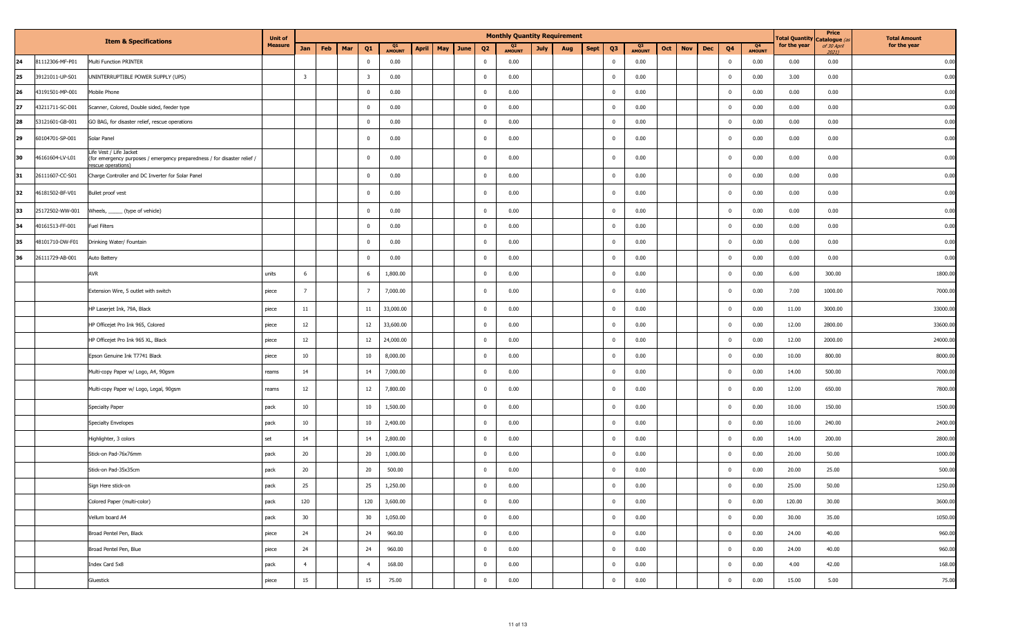| | | Item & Specifications | Unit of Measure | Monthly Quantity Requirement | | | | | | | | | | | | | | | | | | | | | | | Total Quantity for the year | Price Catalogue (as of 30 April 2021) | Total Amount for the year |
|---|---|---|---|---|---|---|---|---|---|---|---|---|---|---|---|---|---|---|---|---|---|---|---|---|---|---|---|---|---|
| | | | | Jan | Feb | Mar | Q1 | Q1 AMOUNT | April | May | June | Q2 | Q2 AMOUNT | July | Aug | Sept | Q3 | Q3 AMOUNT | Oct | Nov | Dec | Q4 | Q4 AMOUNT | | | | | | |
| 24 | 81112306-MF-P01 | Multi Function PRINTER | | | | | 0 | 0.00 | | | | 0 | 0.00 | | | | 0 | 0.00 | | | | 0 | 0.00 | | | | 0.00 | 0.00 | 0.00 |
| 25 | 39121011-UP-S01 | UNINTERRUPTIBLE POWER SUPPLY (UPS) | | 3 | | | 3 | 0.00 | | | | 0 | 0.00 | | | | 0 | 0.00 | | | | 0 | 0.00 | | | | 3.00 | 0.00 | 0.00 |
| 26 | 43191501-MP-001 | Mobile Phone | | | | | 0 | 0.00 | | | | 0 | 0.00 | | | | 0 | 0.00 | | | | 0 | 0.00 | | | | 0.00 | 0.00 | 0.00 |
| 27 | 43211711-SC-D01 | Scanner, Colored, Double sided, feeder type | | | | | 0 | 0.00 | | | | 0 | 0.00 | | | | 0 | 0.00 | | | | 0 | 0.00 | | | | 0.00 | 0.00 | 0.00 |
| 28 | 53121601-GB-001 | GO BAG, for disaster relief, rescue operations | | | | | 0 | 0.00 | | | | 0 | 0.00 | | | | 0 | 0.00 | | | | 0 | 0.00 | | | | 0.00 | 0.00 | 0.00 |
| 29 | 60104701-SP-001 | Solar Panel | | | | | 0 | 0.00 | | | | 0 | 0.00 | | | | 0 | 0.00 | | | | 0 | 0.00 | | | | 0.00 | 0.00 | 0.00 |
| 30 | 46161604-LV-L01 | Life Vest / Life Jacket (for emergency purposes / emergency preparedness / for disaster relief / rescue operations) | | | | | 0 | 0.00 | | | | 0 | 0.00 | | | | 0 | 0.00 | | | | 0 | 0.00 | | | | 0.00 | 0.00 | 0.00 |
| 31 | 26111607-CC-S01 | Charge Controller and DC Inverter for Solar Panel | | | | | 0 | 0.00 | | | | 0 | 0.00 | | | | 0 | 0.00 | | | | 0 | 0.00 | | | | 0.00 | 0.00 | 0.00 |
| 32 | 46181502-BF-V01 | Bullet proof vest | | | | | 0 | 0.00 | | | | 0 | 0.00 | | | | 0 | 0.00 | | | | 0 | 0.00 | | | | 0.00 | 0.00 | 0.00 |
| 33 | 25172502-WW-001 | Wheels, _____ (type of vehicle) | | | | | 0 | 0.00 | | | | 0 | 0.00 | | | | 0 | 0.00 | | | | 0 | 0.00 | | | | 0.00 | 0.00 | 0.00 |
| 34 | 40161513-FF-001 | Fuel Filters | | | | | 0 | 0.00 | | | | 0 | 0.00 | | | | 0 | 0.00 | | | | 0 | 0.00 | | | | 0.00 | 0.00 | 0.00 |
| 35 | 48101710-DW-F01 | Drinking Water/ Fountain | | | | | 0 | 0.00 | | | | 0 | 0.00 | | | | 0 | 0.00 | | | | 0 | 0.00 | | | | 0.00 | 0.00 | 0.00 |
| 36 | 26111729-AB-001 | Auto Battery | | | | | 0 | 0.00 | | | | 0 | 0.00 | | | | 0 | 0.00 | | | | 0 | 0.00 | | | | 0.00 | 0.00 | 0.00 |
| | | AVR | units | 6 | | | 6 | 1,800.00 | | | | 0 | 0.00 | | | | 0 | 0.00 | | | | 0 | 0.00 | | | | 6.00 | 300.00 | 1800.00 |
| | | Extension Wire, 5 outlet with switch | piece | 7 | | | 7 | 7,000.00 | | | | 0 | 0.00 | | | | 0 | 0.00 | | | | 0 | 0.00 | | | | 7.00 | 1000.00 | 7000.00 |
| | | HP Laserjet Ink, 79A, Black | piece | 11 | | | 11 | 33,000.00 | | | | 0 | 0.00 | | | | 0 | 0.00 | | | | 0 | 0.00 | | | | 11.00 | 3000.00 | 33000.00 |
| | | HP Officejet Pro Ink 965, Colored | piece | 12 | | | 12 | 33,600.00 | | | | 0 | 0.00 | | | | 0 | 0.00 | | | | 0 | 0.00 | | | | 12.00 | 2800.00 | 33600.00 |
| | | HP Officejet Pro Ink 965 XL, Black | piece | 12 | | | 12 | 24,000.00 | | | | 0 | 0.00 | | | | 0 | 0.00 | | | | 0 | 0.00 | | | | 12.00 | 2000.00 | 24000.00 |
| | | Epson Genuine Ink T7741 Black | piece | 10 | | | 10 | 8,000.00 | | | | 0 | 0.00 | | | | 0 | 0.00 | | | | 0 | 0.00 | | | | 10.00 | 800.00 | 8000.00 |
| | | Multi-copy Paper w/ Logo, A4, 90gsm | reams | 14 | | | 14 | 7,000.00 | | | | 0 | 0.00 | | | | 0 | 0.00 | | | | 0 | 0.00 | | | | 14.00 | 500.00 | 7000.00 |
| | | Multi-copy Paper w/ Logo, Legal, 90gsm | reams | 12 | | | 12 | 7,800.00 | | | | 0 | 0.00 | | | | 0 | 0.00 | | | | 0 | 0.00 | | | | 12.00 | 650.00 | 7800.00 |
| | | Specialty Paper | pack | 10 | | | 10 | 1,500.00 | | | | 0 | 0.00 | | | | 0 | 0.00 | | | | 0 | 0.00 | | | | 10.00 | 150.00 | 1500.00 |
| | | Specialty Envelopes | pack | 10 | | | 10 | 2,400.00 | | | | 0 | 0.00 | | | | 0 | 0.00 | | | | 0 | 0.00 | | | | 10.00 | 240.00 | 2400.00 |
| | | Highlighter, 3 colors | set | 14 | | | 14 | 2,800.00 | | | | 0 | 0.00 | | | | 0 | 0.00 | | | | 0 | 0.00 | | | | 14.00 | 200.00 | 2800.00 |
| | | Stick-on Pad-76x76mm | pack | 20 | | | 20 | 1,000.00 | | | | 0 | 0.00 | | | | 0 | 0.00 | | | | 0 | 0.00 | | | | 20.00 | 50.00 | 1000.00 |
| | | Stick-on Pad-35x35cm | pack | 20 | | | 20 | 500.00 | | | | 0 | 0.00 | | | | 0 | 0.00 | | | | 0 | 0.00 | | | | 20.00 | 25.00 | 500.00 |
| | | Sign Here stick-on | pack | 25 | | | 25 | 1,250.00 | | | | 0 | 0.00 | | | | 0 | 0.00 | | | | 0 | 0.00 | | | | 25.00 | 50.00 | 1250.00 |
| | | Colored Paper (multi-color) | pack | 120 | | | 120 | 3,600.00 | | | | 0 | 0.00 | | | | 0 | 0.00 | | | | 0 | 0.00 | | | | 120.00 | 30.00 | 3600.00 |
| | | Vellum board A4 | pack | 30 | | | 30 | 1,050.00 | | | | 0 | 0.00 | | | | 0 | 0.00 | | | | 0 | 0.00 | | | | 30.00 | 35.00 | 1050.00 |
| | | Broad Pentel Pen, Black | piece | 24 | | | 24 | 960.00 | | | | 0 | 0.00 | | | | 0 | 0.00 | | | | 0 | 0.00 | | | | 24.00 | 40.00 | 960.00 |
| | | Broad Pentel Pen, Blue | piece | 24 | | | 24 | 960.00 | | | | 0 | 0.00 | | | | 0 | 0.00 | | | | 0 | 0.00 | | | | 24.00 | 40.00 | 960.00 |
| | | Index Card 5x8 | pack | 4 | | | 4 | 168.00 | | | | 0 | 0.00 | | | | 0 | 0.00 | | | | 0 | 0.00 | | | | 4.00 | 42.00 | 168.00 |
| | | Gluestick | piece | 15 | | | 15 | 75.00 | | | | 0 | 0.00 | | | | 0 | 0.00 | | | | 0 | 0.00 | | | | 15.00 | 5.00 | 75.00 |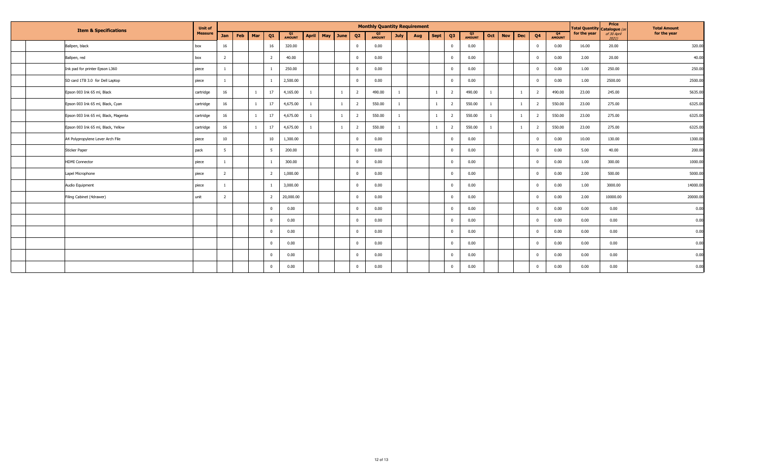| Item & Specifications | Unit of Measure | Monthly Quantity Requirement | | | | | | | | | | | | | | | | | | | | Total Quantity for the year | Price Catalogue (as of 30 April 2021) | Total Amount for the year |
|---|---|---|---|---|---|---|---|---|---|---|---|---|---|---|---|---|---|---|---|---|---|---|---|---|
| | | Jan | Feb | Mar | Q1 | Q1 AMOUNT | April | May | June | Q2 | Q2 AMOUNT | July | Aug | Sept | Q3 | Q3 AMOUNT | Oct | Nov | Dec | Q4 | Q4 AMOUNT | | | |
| Ballpen, black | box | 16 | | | 16 | 320.00 | | | | 0 | 0.00 | | | | 0 | 0.00 | | | | 0 | 0.00 | 16.00 | 20.00 | 320.00 |
| Ballpen, red | box | 2 | | | 2 | 40.00 | | | | 0 | 0.00 | | | | 0 | 0.00 | | | | 0 | 0.00 | 2.00 | 20.00 | 40.00 |
| Ink pad for printer Epson L360 | piece | 1 | | | 1 | 250.00 | | | | 0 | 0.00 | | | | 0 | 0.00 | | | | 0 | 0.00 | 1.00 | 250.00 | 250.00 |
| SD card 1TB 3.0 for Dell Laptop | piece | 1 | | | 1 | 2,500.00 | | | | 0 | 0.00 | | | | 0 | 0.00 | | | | 0 | 0.00 | 1.00 | 2500.00 | 2500.00 |
| Epson 003 Ink 65 ml, Black | cartridge | 16 | | 1 | 17 | 4,165.00 | 1 | | 1 | 2 | 490.00 | 1 | | 1 | 2 | 490.00 | 1 | | 1 | 2 | 490.00 | 23.00 | 245.00 | 5635.00 |
| Epson 003 Ink 65 ml, Black, Cyan | cartridge | 16 | | 1 | 17 | 4,675.00 | 1 | | 1 | 2 | 550.00 | 1 | | 1 | 2 | 550.00 | 1 | | 1 | 2 | 550.00 | 23.00 | 275.00 | 6325.00 |
| Epson 003 Ink 65 ml, Black, Magenta | cartridge | 16 | | 1 | 17 | 4,675.00 | 1 | | 1 | 2 | 550.00 | 1 | | 1 | 2 | 550.00 | 1 | | 1 | 2 | 550.00 | 23.00 | 275.00 | 6325.00 |
| Epson 003 Ink 65 ml, Black, Yellow | cartridge | 16 | | 1 | 17 | 4,675.00 | 1 | | 1 | 2 | 550.00 | 1 | | 1 | 2 | 550.00 | 1 | | 1 | 2 | 550.00 | 23.00 | 275.00 | 6325.00 |
| A4 Polypropylene Lever Arch File | piece | 10 | | | 10 | 1,300.00 | | | | 0 | 0.00 | | | | 0 | 0.00 | | | | 0 | 0.00 | 10.00 | 130.00 | 1300.00 |
| Sticker Paper | pack | 5 | | | 5 | 200.00 | | | | 0 | 0.00 | | | | 0 | 0.00 | | | | 0 | 0.00 | 5.00 | 40.00 | 200.00 |
| HDMI Connector | piece | 1 | | | 1 | 300.00 | | | | 0 | 0.00 | | | | 0 | 0.00 | | | | 0 | 0.00 | 1.00 | 300.00 | 1000.00 |
| Lapel Microphone | piece | 2 | | | 2 | 1,000.00 | | | | 0 | 0.00 | | | | 0 | 0.00 | | | | 0 | 0.00 | 2.00 | 500.00 | 5000.00 |
| Audio Equipment | piece | 1 | | | 1 | 3,000.00 | | | | 0 | 0.00 | | | | 0 | 0.00 | | | | 0 | 0.00 | 1.00 | 3000.00 | 14000.00 |
| Filing Cabinet (4drawer) | unit | 2 | | | 2 | 20,000.00 | | | | 0 | 0.00 | | | | 0 | 0.00 | | | | 0 | 0.00 | 2.00 | 10000.00 | 20000.00 |
| | | | | | 0 | 0.00 | | | | 0 | 0.00 | | | | 0 | 0.00 | | | | 0 | 0.00 | 0.00 | 0.00 | 0.00 |
| | | | | | 0 | 0.00 | | | | 0 | 0.00 | | | | 0 | 0.00 | | | | 0 | 0.00 | 0.00 | 0.00 | 0.00 |
| | | | | | 0 | 0.00 | | | | 0 | 0.00 | | | | 0 | 0.00 | | | | 0 | 0.00 | 0.00 | 0.00 | 0.00 |
| | | | | | 0 | 0.00 | | | | 0 | 0.00 | | | | 0 | 0.00 | | | | 0 | 0.00 | 0.00 | 0.00 | 0.00 |
| | | | | | 0 | 0.00 | | | | 0 | 0.00 | | | | 0 | 0.00 | | | | 0 | 0.00 | 0.00 | 0.00 | 0.00 |
| | | | | | 0 | 0.00 | | | | 0 | 0.00 | | | | 0 | 0.00 | | | | 0 | 0.00 | 0.00 | 0.00 | 0.00 |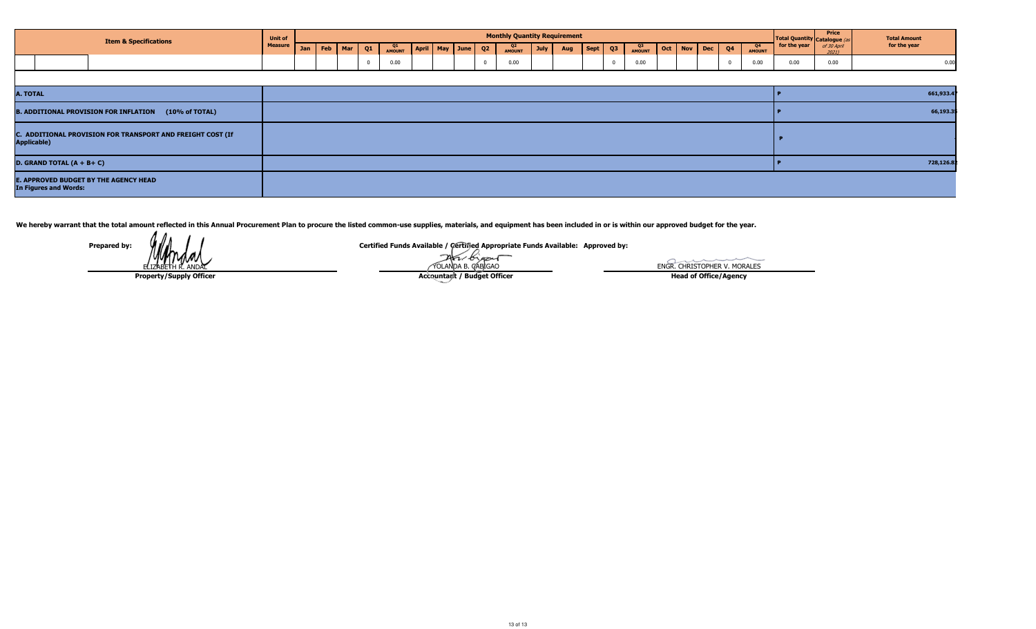| Item & Specifications | | | Unit of Measure | Monthly Quantity Requirement | | | | | | | | | | | | | | | | | | | | Total Quantity for the year | Price Catalogue (as of 30 April 2021) | Total Amount for the year |
|---|---|---|---|---|---|---|---|---|---|---|---|---|---|---|---|---|---|---|---|---|---|---|---|---|---|---|
| | | | | Jan | Feb | Mar | Q1 | Q1 AMOUNT | April | May | June | Q2 | Q2 AMOUNT | July | Aug | Sept | Q3 | Q3 AMOUNT | Oct | Nov | Dec | Q4 | Q4 AMOUNT | | | |
| | | | | | | | 0 | 0.00 | | | | 0 | 0.00 | | | | 0 | 0.00 | | | | 0 | 0.00 | 0.00 | 0.00 | 0.00 |

| | | | |
|---|---|---|---|
| A. TOTAL | | P | 661,933.47 |
| B. ADDITIONAL PROVISION FOR INFLATION (10% of TOTAL) | | P | 66,193.35 |
| C. ADDITIONAL PROVISION FOR TRANSPORT AND FREIGHT COST (If Applicable) | | P | - |
| D. GRAND TOTAL (A + B+ C) | | P | 728,126.82 |
| E. APPROVED BUDGET BY THE AGENCY HEAD In Figures and Words: | | | |

**We hereby warrant that the total amount reflected in this Annual Procurement Plan to procure the listed common-use supplies, materials, and equipment has been included in or is within our approved budget for the year.**

**Prepared by:**

ELIZABETH R. ANDAL
**Property/Supply Officer**

**Certified Funds Available / Certified Appropriate Funds Available:**

YOLANDA B. CABIGAO
**Accountant / Budget Officer**

**Approved by:**

ENGR. CHRISTOPHER V. MORALES
**Head of Office/Agency**